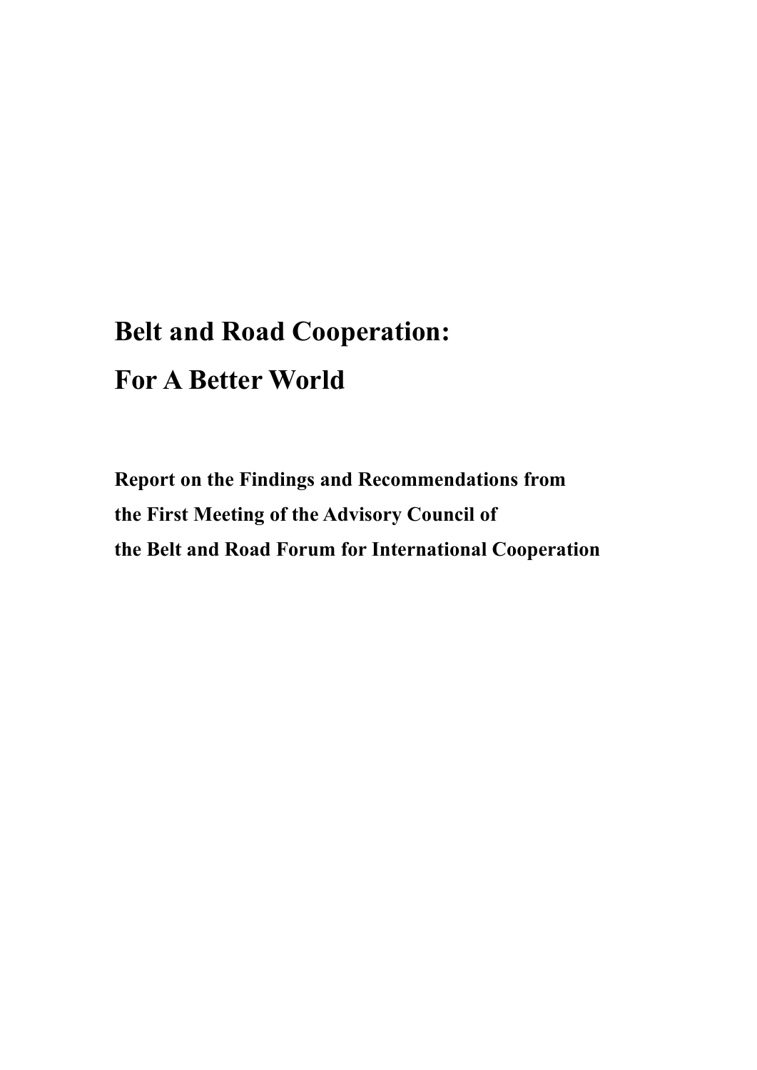# Belt and Road Cooperation:
# For A Better World

**Report on the Findings and Recommendations from**
**the First Meeting of the Advisory Council of**
**the Belt and Road Forum for International Cooperation**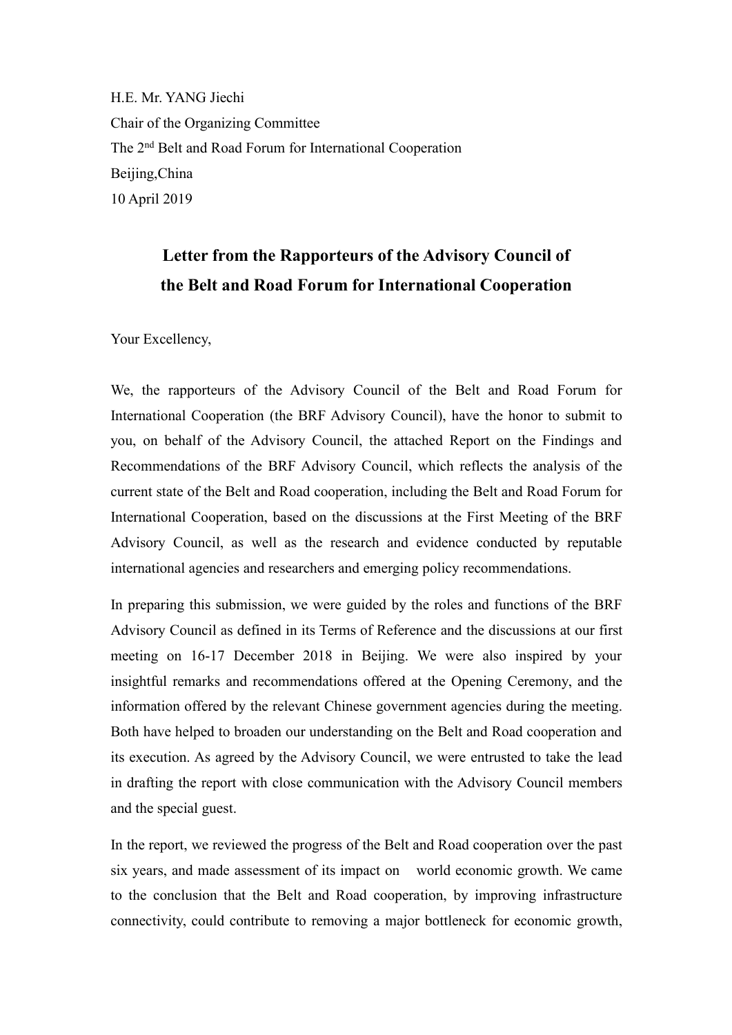H.E. Mr. YANG Jiechi
Chair of the Organizing Committee
The 2nd Belt and Road Forum for International Cooperation
Beijing,China
10 April 2019

## Letter from the Rapporteurs of the Advisory Council of the Belt and Road Forum for International Cooperation

Your Excellency,

We, the rapporteurs of the Advisory Council of the Belt and Road Forum for International Cooperation (the BRF Advisory Council), have the honor to submit to you, on behalf of the Advisory Council, the attached Report on the Findings and Recommendations of the BRF Advisory Council, which reflects the analysis of the current state of the Belt and Road cooperation, including the Belt and Road Forum for International Cooperation, based on the discussions at the First Meeting of the BRF Advisory Council, as well as the research and evidence conducted by reputable international agencies and researchers and emerging policy recommendations.

In preparing this submission, we were guided by the roles and functions of the BRF Advisory Council as defined in its Terms of Reference and the discussions at our first meeting on 16-17 December 2018 in Beijing. We were also inspired by your insightful remarks and recommendations offered at the Opening Ceremony, and the information offered by the relevant Chinese government agencies during the meeting. Both have helped to broaden our understanding on the Belt and Road cooperation and its execution. As agreed by the Advisory Council, we were entrusted to take the lead in drafting the report with close communication with the Advisory Council members and the special guest.

In the report, we reviewed the progress of the Belt and Road cooperation over the past six years, and made assessment of its impact on world economic growth. We came to the conclusion that the Belt and Road cooperation, by improving infrastructure connectivity, could contribute to removing a major bottleneck for economic growth,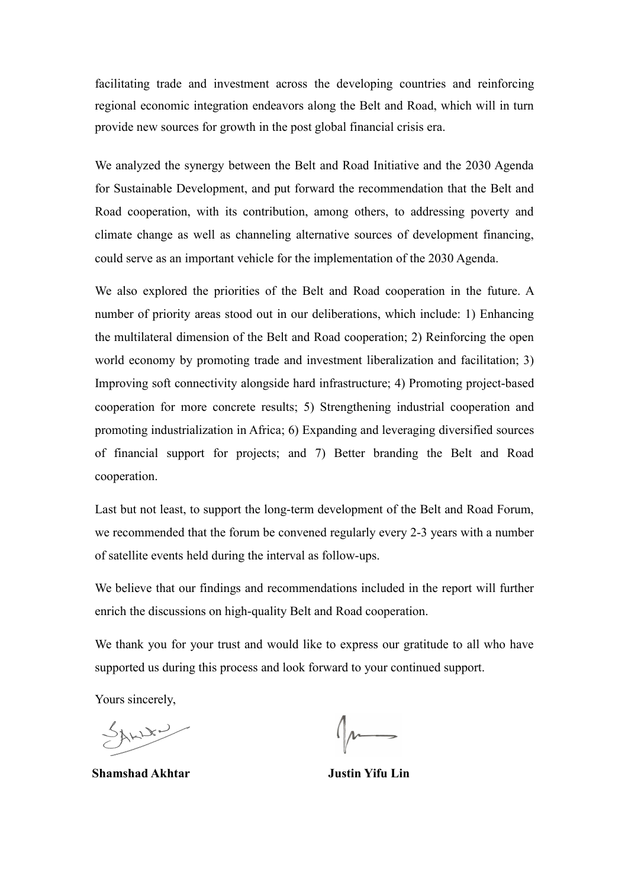facilitating trade and investment across the developing countries and reinforcing regional economic integration endeavors along the Belt and Road, which will in turn provide new sources for growth in the post global financial crisis era.

We analyzed the synergy between the Belt and Road Initiative and the 2030 Agenda for Sustainable Development, and put forward the recommendation that the Belt and Road cooperation, with its contribution, among others, to addressing poverty and climate change as well as channeling alternative sources of development financing, could serve as an important vehicle for the implementation of the 2030 Agenda.

We also explored the priorities of the Belt and Road cooperation in the future. A number of priority areas stood out in our deliberations, which include: 1) Enhancing the multilateral dimension of the Belt and Road cooperation; 2) Reinforcing the open world economy by promoting trade and investment liberalization and facilitation; 3) Improving soft connectivity alongside hard infrastructure; 4) Promoting project-based cooperation for more concrete results; 5) Strengthening industrial cooperation and promoting industrialization in Africa; 6) Expanding and leveraging diversified sources of financial support for projects; and 7) Better branding the Belt and Road cooperation.

Last but not least, to support the long-term development of the Belt and Road Forum, we recommended that the forum be convened regularly every 2-3 years with a number of satellite events held during the interval as follow-ups.

We believe that our findings and recommendations included in the report will further enrich the discussions on high-quality Belt and Road cooperation.

We thank you for your trust and would like to express our gratitude to all who have supported us during this process and look forward to your continued support.

Yours sincerely,

**Shamshad Akhtar** **Justin Yifu Lin**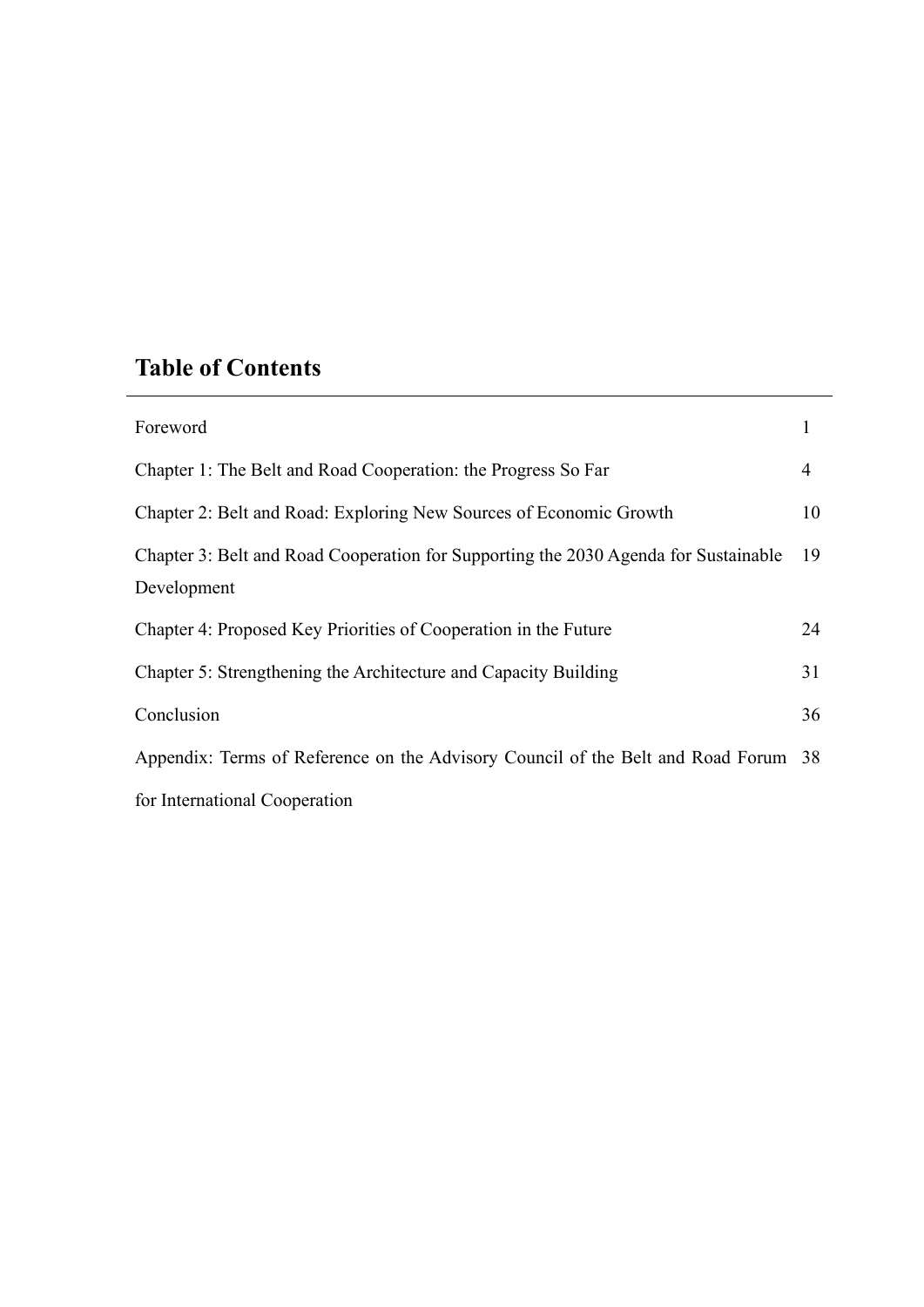## Table of Contents

| | |
|---|---|
| Foreword | 1 |
| Chapter 1: The Belt and Road Cooperation: the Progress So Far | 4 |
| Chapter 2: Belt and Road: Exploring New Sources of Economic Growth | 10 |
| Chapter 3: Belt and Road Cooperation for Supporting the 2030 Agenda for Sustainable Development | 19 |
| Chapter 4: Proposed Key Priorities of Cooperation in the Future | 24 |
| Chapter 5: Strengthening the Architecture and Capacity Building | 31 |
| Conclusion | 36 |
| Appendix: Terms of Reference on the Advisory Council of the Belt and Road Forum for International Cooperation | 38 |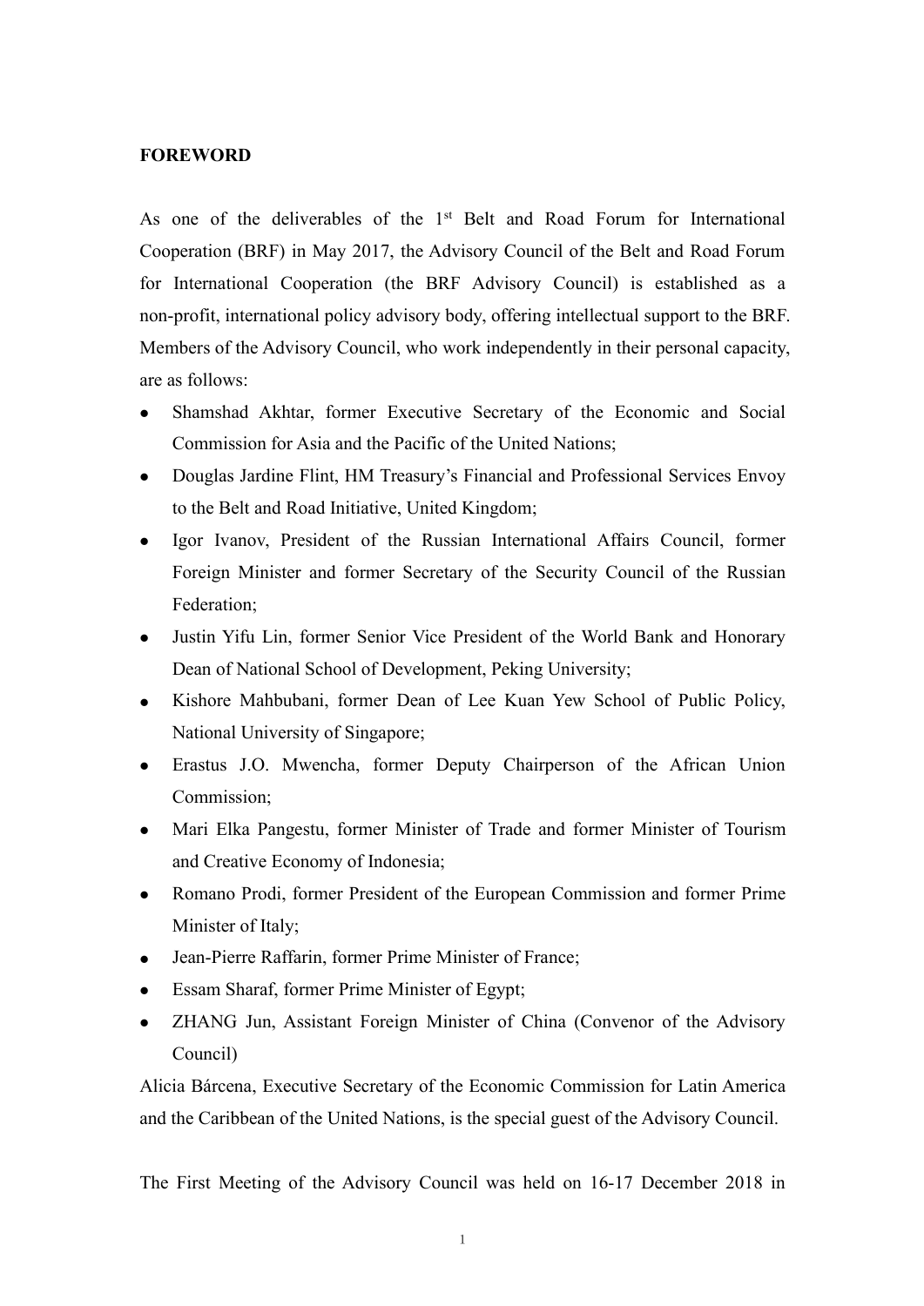**FOREWORD**

As one of the deliverables of the 1st Belt and Road Forum for International Cooperation (BRF) in May 2017, the Advisory Council of the Belt and Road Forum for International Cooperation (the BRF Advisory Council) is established as a non-profit, international policy advisory body, offering intellectual support to the BRF. Members of the Advisory Council, who work independently in their personal capacity, are as follows:

- Shamshad Akhtar, former Executive Secretary of the Economic and Social Commission for Asia and the Pacific of the United Nations;
- Douglas Jardine Flint, HM Treasury's Financial and Professional Services Envoy to the Belt and Road Initiative, United Kingdom;
- Igor Ivanov, President of the Russian International Affairs Council, former Foreign Minister and former Secretary of the Security Council of the Russian Federation;
- Justin Yifu Lin, former Senior Vice President of the World Bank and Honorary Dean of National School of Development, Peking University;
- Kishore Mahbubani, former Dean of Lee Kuan Yew School of Public Policy, National University of Singapore;
- Erastus J.O. Mwencha, former Deputy Chairperson of the African Union Commission;
- Mari Elka Pangestu, former Minister of Trade and former Minister of Tourism and Creative Economy of Indonesia;
- Romano Prodi, former President of the European Commission and former Prime Minister of Italy;
- Jean-Pierre Raffarin, former Prime Minister of France;
- Essam Sharaf, former Prime Minister of Egypt;
- ZHANG Jun, Assistant Foreign Minister of China (Convenor of the Advisory Council)

Alicia Bárcena, Executive Secretary of the Economic Commission for Latin America and the Caribbean of the United Nations, is the special guest of the Advisory Council.

The First Meeting of the Advisory Council was held on 16-17 December 2018 in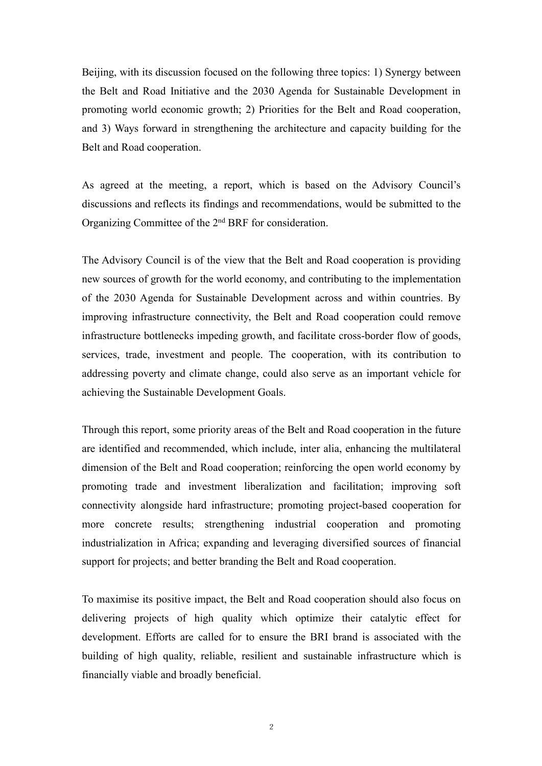Beijing, with its discussion focused on the following three topics: 1) Synergy between the Belt and Road Initiative and the 2030 Agenda for Sustainable Development in promoting world economic growth; 2) Priorities for the Belt and Road cooperation, and 3) Ways forward in strengthening the architecture and capacity building for the Belt and Road cooperation.

As agreed at the meeting, a report, which is based on the Advisory Council's discussions and reflects its findings and recommendations, would be submitted to the Organizing Committee of the 2nd BRF for consideration.

The Advisory Council is of the view that the Belt and Road cooperation is providing new sources of growth for the world economy, and contributing to the implementation of the 2030 Agenda for Sustainable Development across and within countries. By improving infrastructure connectivity, the Belt and Road cooperation could remove infrastructure bottlenecks impeding growth, and facilitate cross-border flow of goods, services, trade, investment and people. The cooperation, with its contribution to addressing poverty and climate change, could also serve as an important vehicle for achieving the Sustainable Development Goals.

Through this report, some priority areas of the Belt and Road cooperation in the future are identified and recommended, which include, inter alia, enhancing the multilateral dimension of the Belt and Road cooperation; reinforcing the open world economy by promoting trade and investment liberalization and facilitation; improving soft connectivity alongside hard infrastructure; promoting project-based cooperation for more concrete results; strengthening industrial cooperation and promoting industrialization in Africa; expanding and leveraging diversified sources of financial support for projects; and better branding the Belt and Road cooperation.

To maximise its positive impact, the Belt and Road cooperation should also focus on delivering projects of high quality which optimize their catalytic effect for development. Efforts are called for to ensure the BRI brand is associated with the building of high quality, reliable, resilient and sustainable infrastructure which is financially viable and broadly beneficial.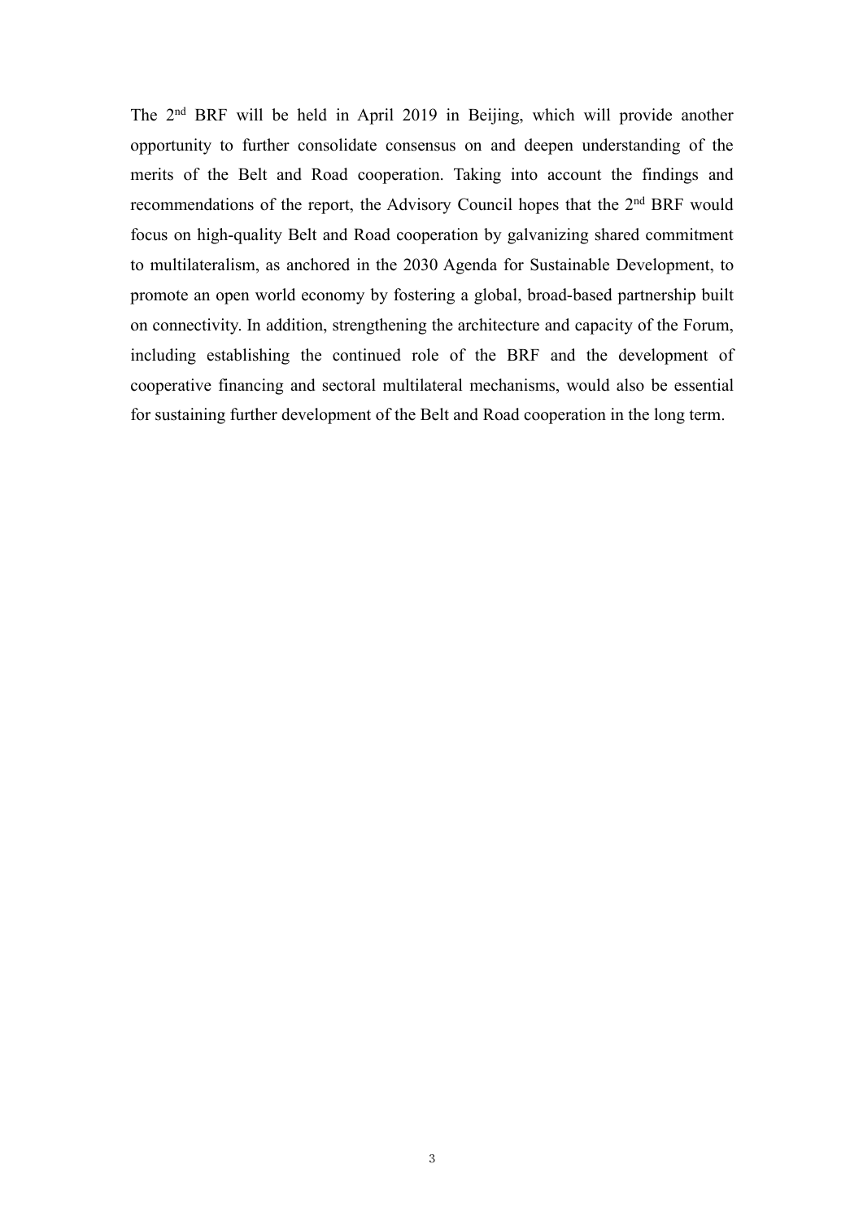The 2nd BRF will be held in April 2019 in Beijing, which will provide another opportunity to further consolidate consensus on and deepen understanding of the merits of the Belt and Road cooperation. Taking into account the findings and recommendations of the report, the Advisory Council hopes that the 2nd BRF would focus on high-quality Belt and Road cooperation by galvanizing shared commitment to multilateralism, as anchored in the 2030 Agenda for Sustainable Development, to promote an open world economy by fostering a global, broad-based partnership built on connectivity. In addition, strengthening the architecture and capacity of the Forum, including establishing the continued role of the BRF and the development of cooperative financing and sectoral multilateral mechanisms, would also be essential for sustaining further development of the Belt and Road cooperation in the long term.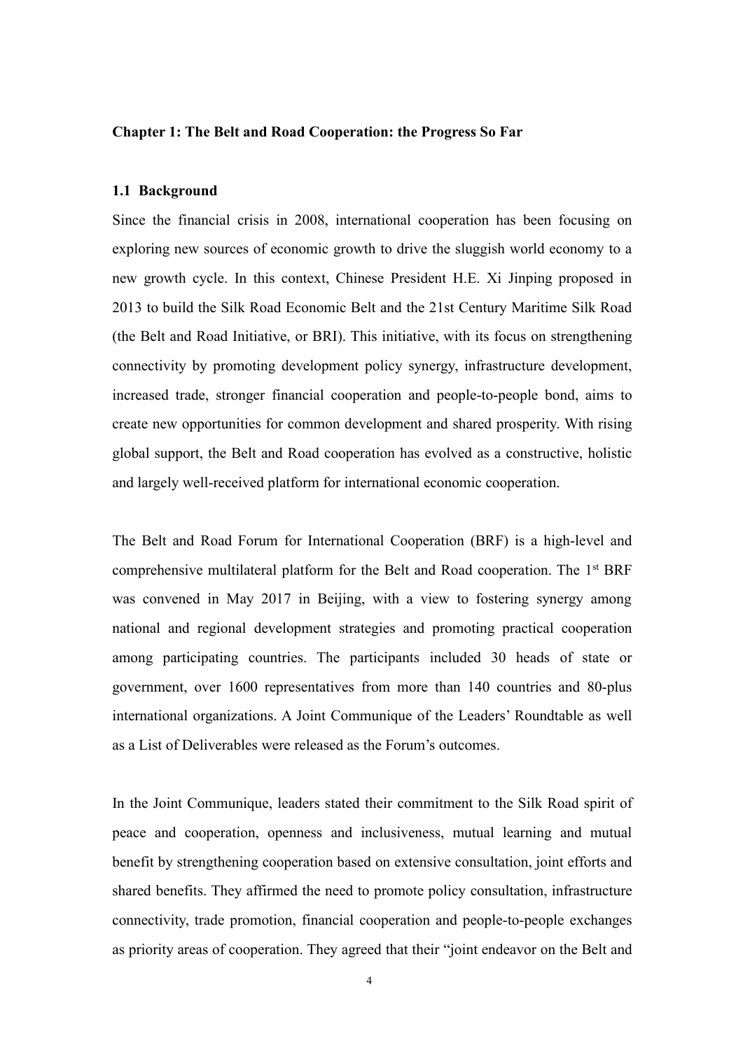## Chapter 1: The Belt and Road Cooperation: the Progress So Far

### 1.1 Background

Since the financial crisis in 2008, international cooperation has been focusing on exploring new sources of economic growth to drive the sluggish world economy to a new growth cycle. In this context, Chinese President H.E. Xi Jinping proposed in 2013 to build the Silk Road Economic Belt and the 21st Century Maritime Silk Road (the Belt and Road Initiative, or BRI). This initiative, with its focus on strengthening connectivity by promoting development policy synergy, infrastructure development, increased trade, stronger financial cooperation and people-to-people bond, aims to create new opportunities for common development and shared prosperity. With rising global support, the Belt and Road cooperation has evolved as a constructive, holistic and largely well-received platform for international economic cooperation.

The Belt and Road Forum for International Cooperation (BRF) is a high-level and comprehensive multilateral platform for the Belt and Road cooperation. The 1st BRF was convened in May 2017 in Beijing, with a view to fostering synergy among national and regional development strategies and promoting practical cooperation among participating countries. The participants included 30 heads of state or government, over 1600 representatives from more than 140 countries and 80-plus international organizations. A Joint Communique of the Leaders' Roundtable as well as a List of Deliverables were released as the Forum's outcomes.

In the Joint Communique, leaders stated their commitment to the Silk Road spirit of peace and cooperation, openness and inclusiveness, mutual learning and mutual benefit by strengthening cooperation based on extensive consultation, joint efforts and shared benefits. They affirmed the need to promote policy consultation, infrastructure connectivity, trade promotion, financial cooperation and people-to-people exchanges as priority areas of cooperation. They agreed that their "joint endeavor on the Belt and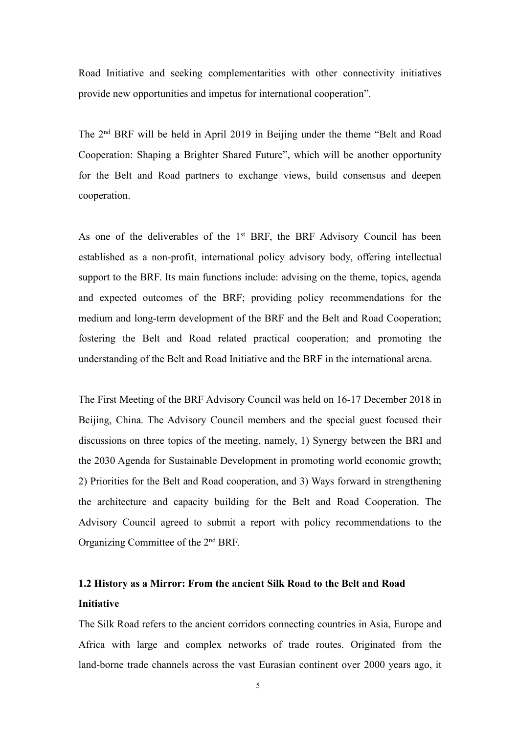Road Initiative and seeking complementarities with other connectivity initiatives provide new opportunities and impetus for international cooperation".

The 2nd BRF will be held in April 2019 in Beijing under the theme "Belt and Road Cooperation: Shaping a Brighter Shared Future", which will be another opportunity for the Belt and Road partners to exchange views, build consensus and deepen cooperation.

As one of the deliverables of the 1st BRF, the BRF Advisory Council has been established as a non-profit, international policy advisory body, offering intellectual support to the BRF. Its main functions include: advising on the theme, topics, agenda and expected outcomes of the BRF; providing policy recommendations for the medium and long-term development of the BRF and the Belt and Road Cooperation; fostering the Belt and Road related practical cooperation; and promoting the understanding of the Belt and Road Initiative and the BRF in the international arena.

The First Meeting of the BRF Advisory Council was held on 16-17 December 2018 in Beijing, China. The Advisory Council members and the special guest focused their discussions on three topics of the meeting, namely, 1) Synergy between the BRI and the 2030 Agenda for Sustainable Development in promoting world economic growth; 2) Priorities for the Belt and Road cooperation, and 3) Ways forward in strengthening the architecture and capacity building for the Belt and Road Cooperation. The Advisory Council agreed to submit a report with policy recommendations to the Organizing Committee of the 2nd BRF.

### 1.2 History as a Mirror: From the ancient Silk Road to the Belt and Road Initiative

The Silk Road refers to the ancient corridors connecting countries in Asia, Europe and Africa with large and complex networks of trade routes. Originated from the land-borne trade channels across the vast Eurasian continent over 2000 years ago, it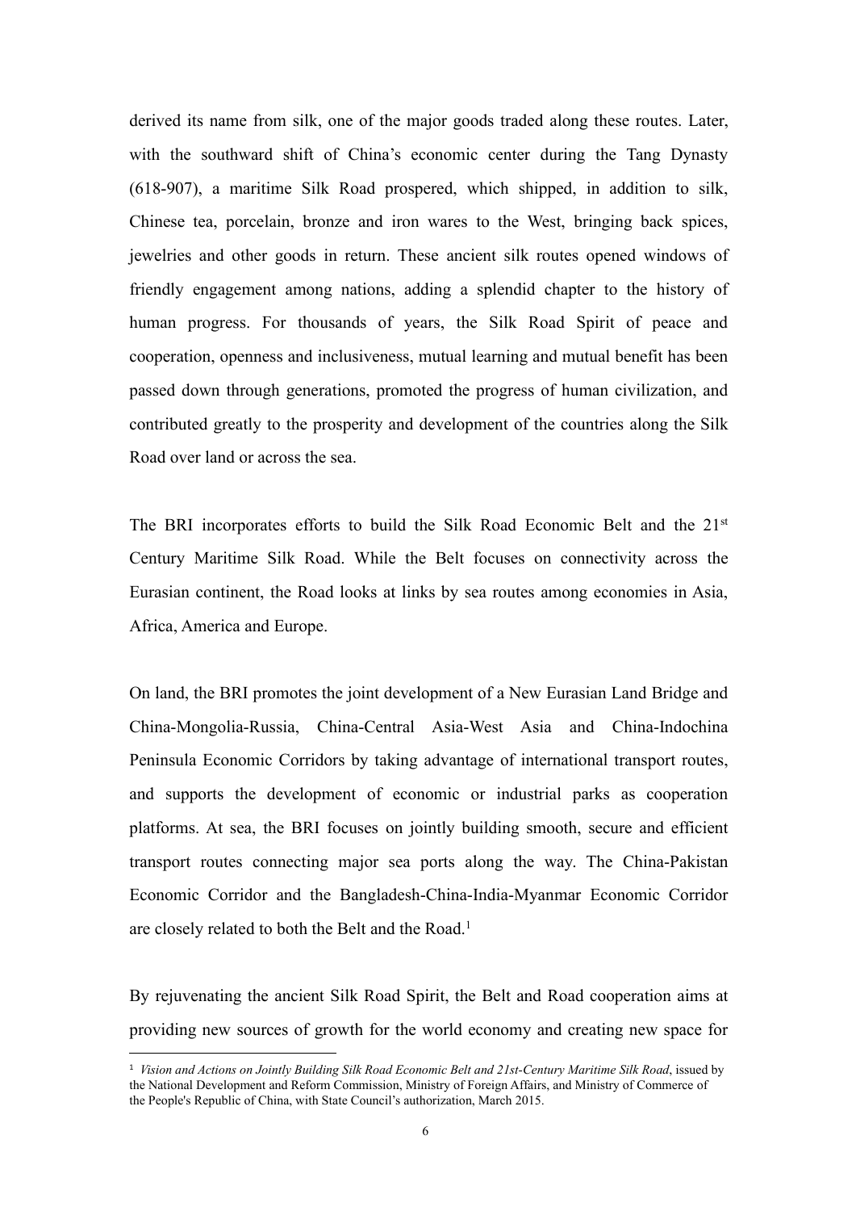derived its name from silk, one of the major goods traded along these routes. Later, with the southward shift of China's economic center during the Tang Dynasty (618-907), a maritime Silk Road prospered, which shipped, in addition to silk, Chinese tea, porcelain, bronze and iron wares to the West, bringing back spices, jewelries and other goods in return. These ancient silk routes opened windows of friendly engagement among nations, adding a splendid chapter to the history of human progress. For thousands of years, the Silk Road Spirit of peace and cooperation, openness and inclusiveness, mutual learning and mutual benefit has been passed down through generations, promoted the progress of human civilization, and contributed greatly to the prosperity and development of the countries along the Silk Road over land or across the sea.

The BRI incorporates efforts to build the Silk Road Economic Belt and the 21st Century Maritime Silk Road. While the Belt focuses on connectivity across the Eurasian continent, the Road looks at links by sea routes among economies in Asia, Africa, America and Europe.

On land, the BRI promotes the joint development of a New Eurasian Land Bridge and China-Mongolia-Russia, China-Central Asia-West Asia and China-Indochina Peninsula Economic Corridors by taking advantage of international transport routes, and supports the development of economic or industrial parks as cooperation platforms. At sea, the BRI focuses on jointly building smooth, secure and efficient transport routes connecting major sea ports along the way. The China-Pakistan Economic Corridor and the Bangladesh-China-India-Myanmar Economic Corridor are closely related to both the Belt and the Road.[1]

By rejuvenating the ancient Silk Road Spirit, the Belt and Road cooperation aims at providing new sources of growth for the world economy and creating new space for

---

[1] *Vision and Actions on Jointly Building Silk Road Economic Belt and 21st-Century Maritime Silk Road*, issued by the National Development and Reform Commission, Ministry of Foreign Affairs, and Ministry of Commerce of the People's Republic of China, with State Council's authorization, March 2015.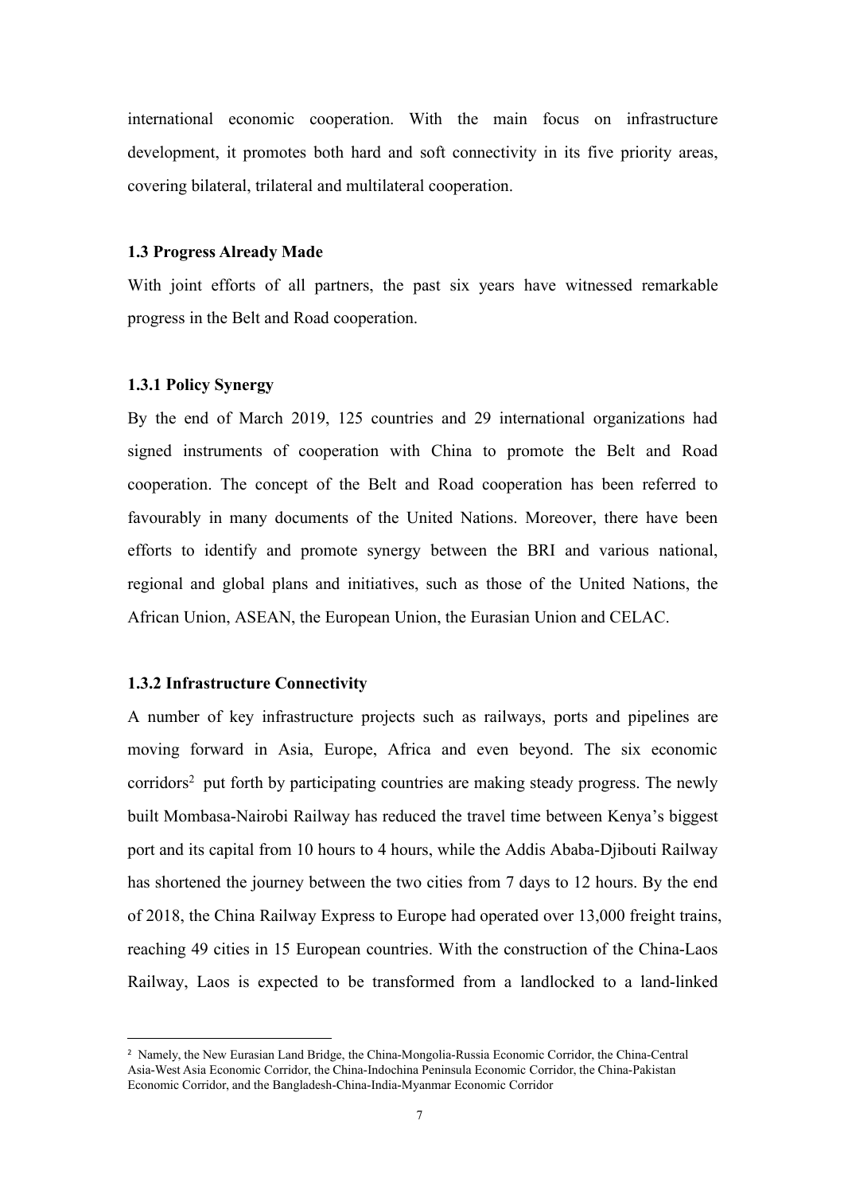international economic cooperation. With the main focus on infrastructure development, it promotes both hard and soft connectivity in its five priority areas, covering bilateral, trilateral and multilateral cooperation.

### 1.3 Progress Already Made

With joint efforts of all partners, the past six years have witnessed remarkable progress in the Belt and Road cooperation.

#### 1.3.1 Policy Synergy

By the end of March 2019, 125 countries and 29 international organizations had signed instruments of cooperation with China to promote the Belt and Road cooperation. The concept of the Belt and Road cooperation has been referred to favourably in many documents of the United Nations. Moreover, there have been efforts to identify and promote synergy between the BRI and various national, regional and global plans and initiatives, such as those of the United Nations, the African Union, ASEAN, the European Union, the Eurasian Union and CELAC.

#### 1.3.2 Infrastructure Connectivity

A number of key infrastructure projects such as railways, ports and pipelines are moving forward in Asia, Europe, Africa and even beyond. The six economic corridors[2] put forth by participating countries are making steady progress. The newly built Mombasa-Nairobi Railway has reduced the travel time between Kenya's biggest port and its capital from 10 hours to 4 hours, while the Addis Ababa-Djibouti Railway has shortened the journey between the two cities from 7 days to 12 hours. By the end of 2018, the China Railway Express to Europe had operated over 13,000 freight trains, reaching 49 cities in 15 European countries. With the construction of the China-Laos Railway, Laos is expected to be transformed from a landlocked to a land-linked

---

[2] Namely, the New Eurasian Land Bridge, the China-Mongolia-Russia Economic Corridor, the China-Central Asia-West Asia Economic Corridor, the China-Indochina Peninsula Economic Corridor, the China-Pakistan Economic Corridor, and the Bangladesh-China-India-Myanmar Economic Corridor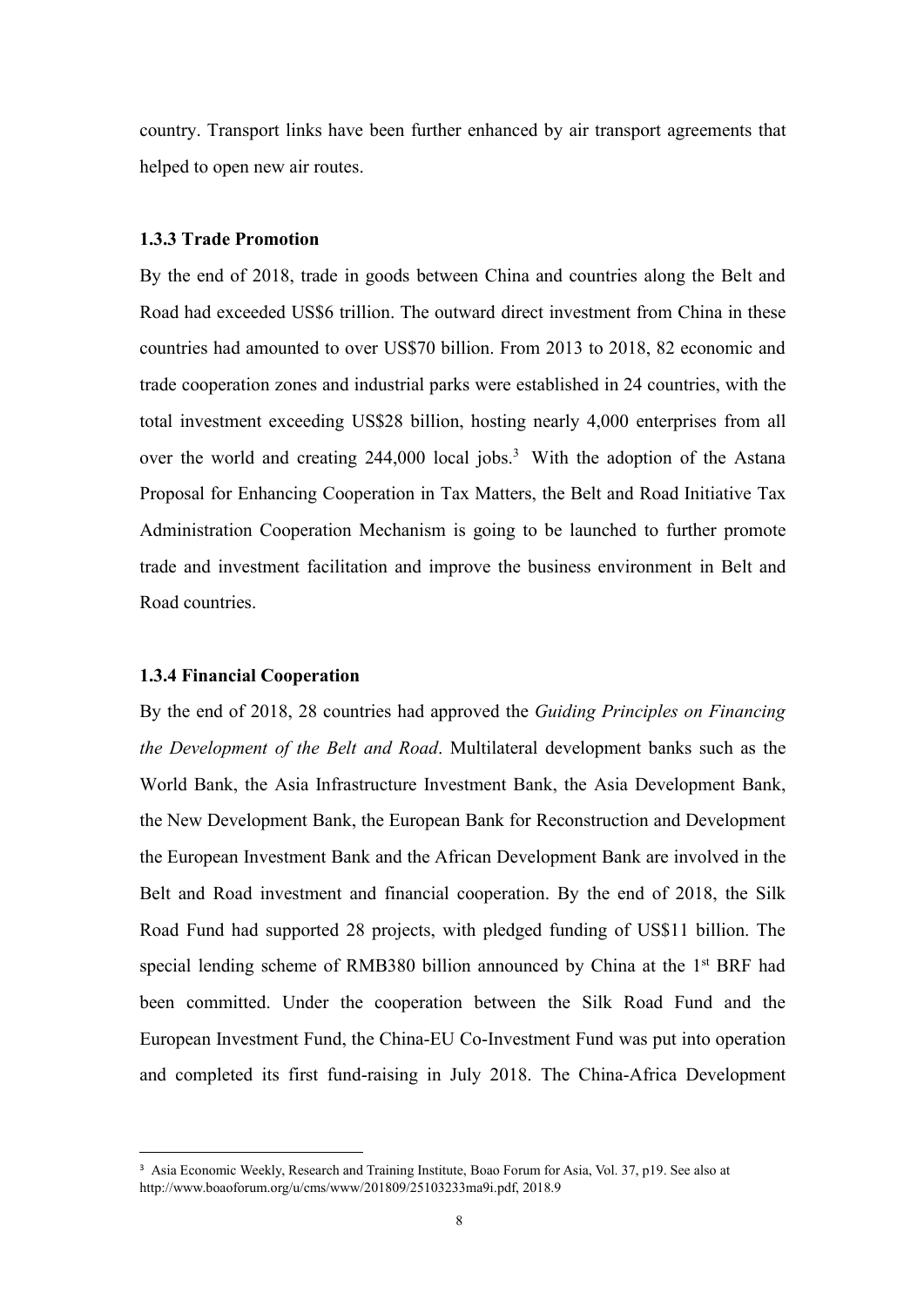country. Transport links have been further enhanced by air transport agreements that helped to open new air routes.

### 1.3.3 Trade Promotion

By the end of 2018, trade in goods between China and countries along the Belt and Road had exceeded US$6 trillion. The outward direct investment from China in these countries had amounted to over US$70 billion. From 2013 to 2018, 82 economic and trade cooperation zones and industrial parks were established in 24 countries, with the total investment exceeding US$28 billion, hosting nearly 4,000 enterprises from all over the world and creating 244,000 local jobs.[3] With the adoption of the Astana Proposal for Enhancing Cooperation in Tax Matters, the Belt and Road Initiative Tax Administration Cooperation Mechanism is going to be launched to further promote trade and investment facilitation and improve the business environment in Belt and Road countries.

### 1.3.4 Financial Cooperation

By the end of 2018, 28 countries had approved the *Guiding Principles on Financing the Development of the Belt and Road*. Multilateral development banks such as the World Bank, the Asia Infrastructure Investment Bank, the Asia Development Bank, the New Development Bank, the European Bank for Reconstruction and Development the European Investment Bank and the African Development Bank are involved in the Belt and Road investment and financial cooperation. By the end of 2018, the Silk Road Fund had supported 28 projects, with pledged funding of US$11 billion. The special lending scheme of RMB380 billion announced by China at the 1st BRF had been committed. Under the cooperation between the Silk Road Fund and the European Investment Fund, the China-EU Co-Investment Fund was put into operation and completed its first fund-raising in July 2018. The China-Africa Development

[3] Asia Economic Weekly, Research and Training Institute, Boao Forum for Asia, Vol. 37, p19. See also at http://www.boaoforum.org/u/cms/www/201809/25103233ma9i.pdf, 2018.9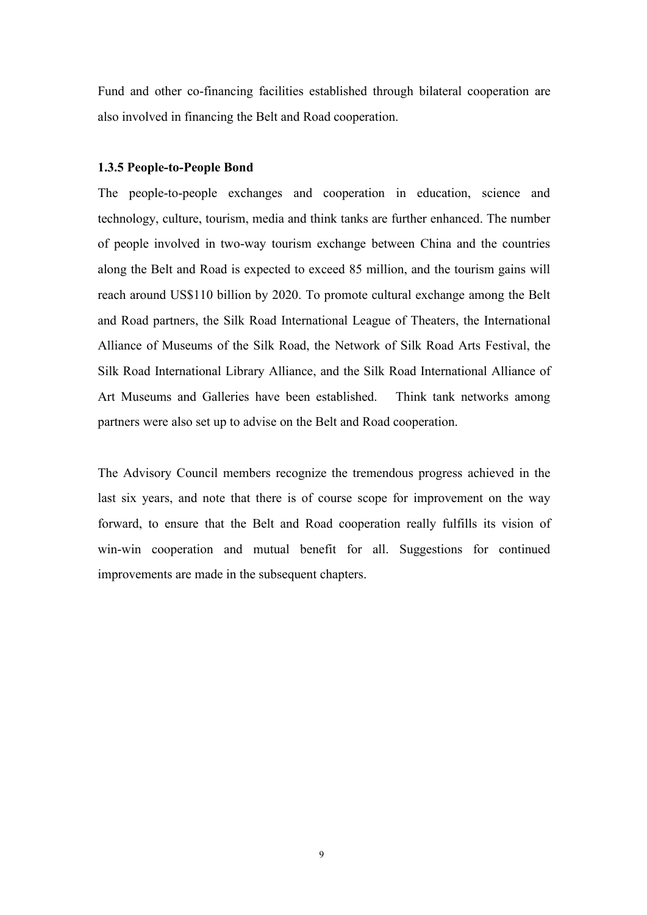Fund and other co-financing facilities established through bilateral cooperation are also involved in financing the Belt and Road cooperation.

**1.3.5 People-to-People Bond**

The people-to-people exchanges and cooperation in education, science and technology, culture, tourism, media and think tanks are further enhanced. The number of people involved in two-way tourism exchange between China and the countries along the Belt and Road is expected to exceed 85 million, and the tourism gains will reach around US$110 billion by 2020. To promote cultural exchange among the Belt and Road partners, the Silk Road International League of Theaters, the International Alliance of Museums of the Silk Road, the Network of Silk Road Arts Festival, the Silk Road International Library Alliance, and the Silk Road International Alliance of Art Museums and Galleries have been established. Think tank networks among partners were also set up to advise on the Belt and Road cooperation.

The Advisory Council members recognize the tremendous progress achieved in the last six years, and note that there is of course scope for improvement on the way forward, to ensure that the Belt and Road cooperation really fulfills its vision of win-win cooperation and mutual benefit for all. Suggestions for continued improvements are made in the subsequent chapters.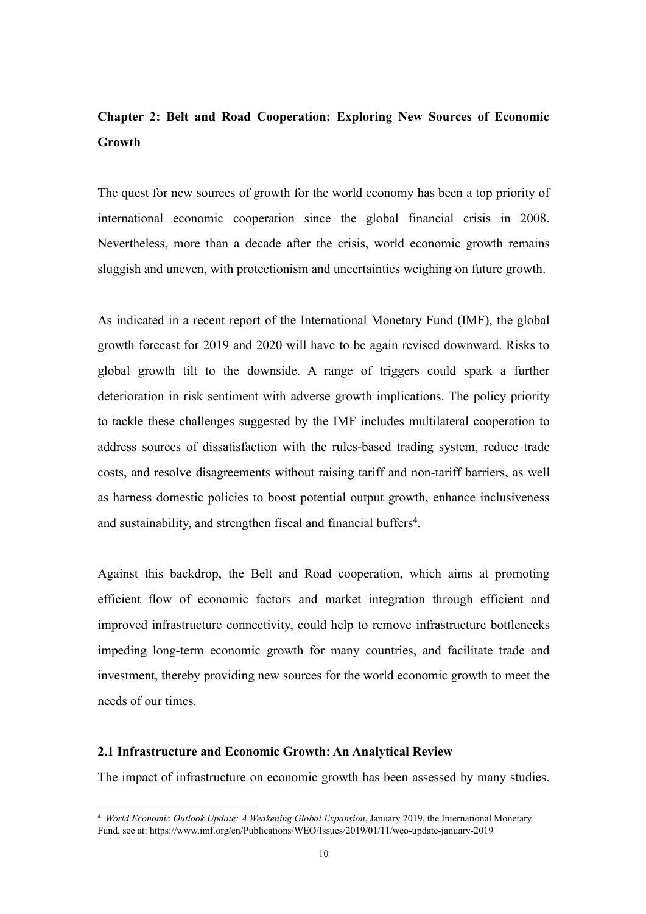## Chapter 2: Belt and Road Cooperation: Exploring New Sources of Economic Growth

The quest for new sources of growth for the world economy has been a top priority of international economic cooperation since the global financial crisis in 2008. Nevertheless, more than a decade after the crisis, world economic growth remains sluggish and uneven, with protectionism and uncertainties weighing on future growth.

As indicated in a recent report of the International Monetary Fund (IMF), the global growth forecast for 2019 and 2020 will have to be again revised downward. Risks to global growth tilt to the downside. A range of triggers could spark a further deterioration in risk sentiment with adverse growth implications. The policy priority to tackle these challenges suggested by the IMF includes multilateral cooperation to address sources of dissatisfaction with the rules-based trading system, reduce trade costs, and resolve disagreements without raising tariff and non-tariff barriers, as well as harness domestic policies to boost potential output growth, enhance inclusiveness and sustainability, and strengthen fiscal and financial buffers[4].

Against this backdrop, the Belt and Road cooperation, which aims at promoting efficient flow of economic factors and market integration through efficient and improved infrastructure connectivity, could help to remove infrastructure bottlenecks impeding long-term economic growth for many countries, and facilitate trade and investment, thereby providing new sources for the world economic growth to meet the needs of our times.

### 2.1 Infrastructure and Economic Growth: An Analytical Review

The impact of infrastructure on economic growth has been assessed by many studies.

[4] *World Economic Outlook Update: A Weakening Global Expansion*, January 2019, the International Monetary Fund, see at: https://www.imf.org/en/Publications/WEO/Issues/2019/01/11/weo-update-january-2019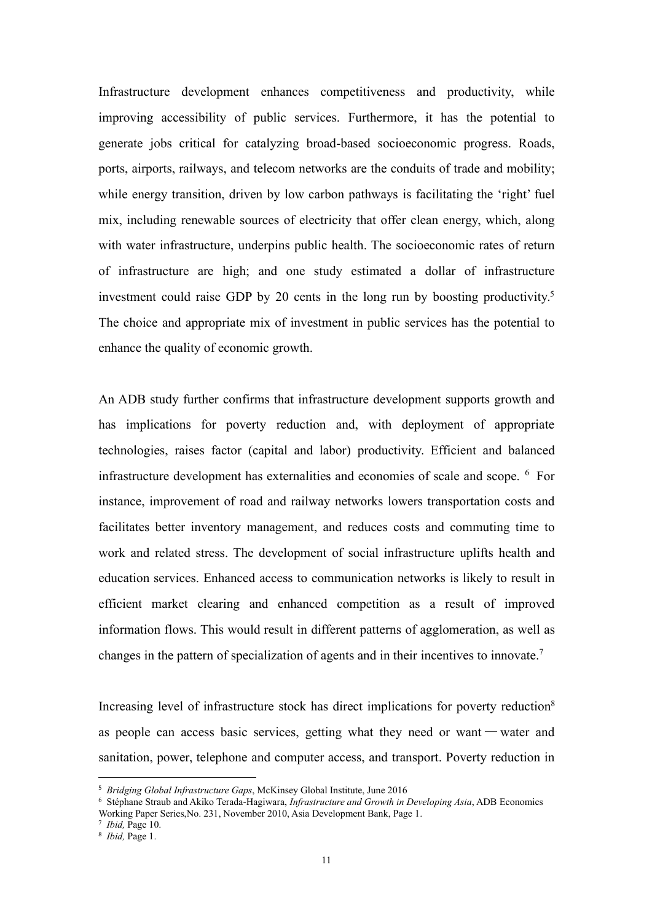Infrastructure development enhances competitiveness and productivity, while improving accessibility of public services. Furthermore, it has the potential to generate jobs critical for catalyzing broad-based socioeconomic progress. Roads, ports, airports, railways, and telecom networks are the conduits of trade and mobility; while energy transition, driven by low carbon pathways is facilitating the 'right' fuel mix, including renewable sources of electricity that offer clean energy, which, along with water infrastructure, underpins public health. The socioeconomic rates of return of infrastructure are high; and one study estimated a dollar of infrastructure investment could raise GDP by 20 cents in the long run by boosting productivity.[5] The choice and appropriate mix of investment in public services has the potential to enhance the quality of economic growth.

An ADB study further confirms that infrastructure development supports growth and has implications for poverty reduction and, with deployment of appropriate technologies, raises factor (capital and labor) productivity. Efficient and balanced infrastructure development has externalities and economies of scale and scope. [6] For instance, improvement of road and railway networks lowers transportation costs and facilitates better inventory management, and reduces costs and commuting time to work and related stress. The development of social infrastructure uplifts health and education services. Enhanced access to communication networks is likely to result in efficient market clearing and enhanced competition as a result of improved information flows. This would result in different patterns of agglomeration, as well as changes in the pattern of specialization of agents and in their incentives to innovate.[7]

Increasing level of infrastructure stock has direct implications for poverty reduction[8] as people can access basic services, getting what they need or want — water and sanitation, power, telephone and computer access, and transport. Poverty reduction in

---

[5] *Bridging Global Infrastructure Gaps*, McKinsey Global Institute, June 2016

[6] Stéphane Straub and Akiko Terada-Hagiwara, *Infrastructure and Growth in Developing Asia*, ADB Economics Working Paper Series,No. 231, November 2010, Asia Development Bank, Page 1.

[7] *Ibid,* Page 10.

[8] *Ibid,* Page 1.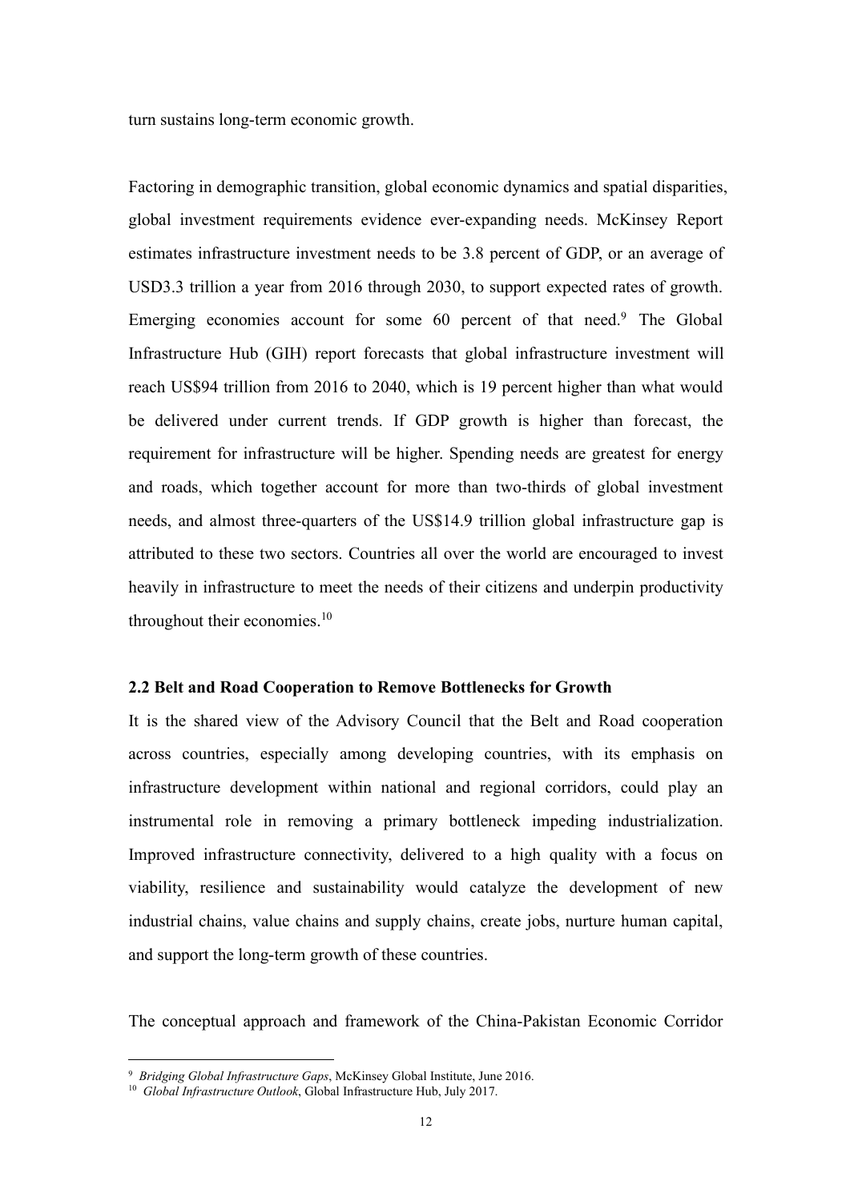turn sustains long-term economic growth.

Factoring in demographic transition, global economic dynamics and spatial disparities, global investment requirements evidence ever-expanding needs. McKinsey Report estimates infrastructure investment needs to be 3.8 percent of GDP, or an average of USD3.3 trillion a year from 2016 through 2030, to support expected rates of growth. Emerging economies account for some 60 percent of that need.[9] The Global Infrastructure Hub (GIH) report forecasts that global infrastructure investment will reach US$94 trillion from 2016 to 2040, which is 19 percent higher than what would be delivered under current trends. If GDP growth is higher than forecast, the requirement for infrastructure will be higher. Spending needs are greatest for energy and roads, which together account for more than two-thirds of global investment needs, and almost three-quarters of the US$14.9 trillion global infrastructure gap is attributed to these two sectors. Countries all over the world are encouraged to invest heavily in infrastructure to meet the needs of their citizens and underpin productivity throughout their economies.[10]

### 2.2 Belt and Road Cooperation to Remove Bottlenecks for Growth

It is the shared view of the Advisory Council that the Belt and Road cooperation across countries, especially among developing countries, with its emphasis on infrastructure development within national and regional corridors, could play an instrumental role in removing a primary bottleneck impeding industrialization. Improved infrastructure connectivity, delivered to a high quality with a focus on viability, resilience and sustainability would catalyze the development of new industrial chains, value chains and supply chains, create jobs, nurture human capital, and support the long-term growth of these countries.

The conceptual approach and framework of the China-Pakistan Economic Corridor

---

[9] *Bridging Global Infrastructure Gaps*, McKinsey Global Institute, June 2016.

[10] *Global Infrastructure Outlook*, Global Infrastructure Hub, July 2017.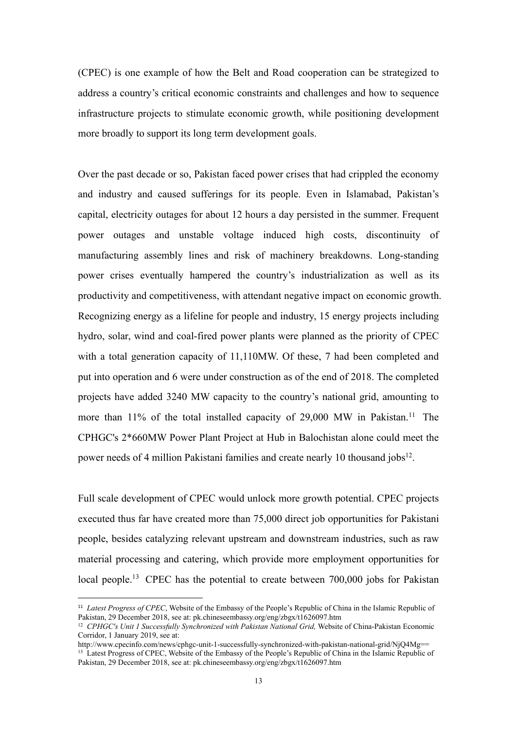(CPEC) is one example of how the Belt and Road cooperation can be strategized to address a country's critical economic constraints and challenges and how to sequence infrastructure projects to stimulate economic growth, while positioning development more broadly to support its long term development goals.

Over the past decade or so, Pakistan faced power crises that had crippled the economy and industry and caused sufferings for its people. Even in Islamabad, Pakistan's capital, electricity outages for about 12 hours a day persisted in the summer. Frequent power outages and unstable voltage induced high costs, discontinuity of manufacturing assembly lines and risk of machinery breakdowns. Long-standing power crises eventually hampered the country's industrialization as well as its productivity and competitiveness, with attendant negative impact on economic growth. Recognizing energy as a lifeline for people and industry, 15 energy projects including hydro, solar, wind and coal-fired power plants were planned as the priority of CPEC with a total generation capacity of 11,110MW. Of these, 7 had been completed and put into operation and 6 were under construction as of the end of 2018. The completed projects have added 3240 MW capacity to the country's national grid, amounting to more than 11% of the total installed capacity of 29,000 MW in Pakistan.[11] The CPHGC's 2*660MW Power Plant Project at Hub in Balochistan alone could meet the power needs of 4 million Pakistani families and create nearly 10 thousand jobs[12].

Full scale development of CPEC would unlock more growth potential. CPEC projects executed thus far have created more than 75,000 direct job opportunities for Pakistani people, besides catalyzing relevant upstream and downstream industries, such as raw material processing and catering, which provide more employment opportunities for local people.[13] CPEC has the potential to create between 700,000 jobs for Pakistan

---

[11] *Latest Progress of CPEC*, Website of the Embassy of the People's Republic of China in the Islamic Republic of Pakistan, 29 December 2018, see at: pk.chineseembassy.org/eng/zbgx/t1626097.htm

[12] *CPHGC's Unit 1 Successfully Synchronized with Pakistan National Grid,* Website of China-Pakistan Economic Corridor, 1 January 2019, see at: http://www.cpecinfo.com/news/cphgc-unit-1-successfully-synchronized-with-pakistan-national-grid/NjQ4Mg==

[13] Latest Progress of CPEC, Website of the Embassy of the People's Republic of China in the Islamic Republic of Pakistan, 29 December 2018, see at: pk.chineseembassy.org/eng/zbgx/t1626097.htm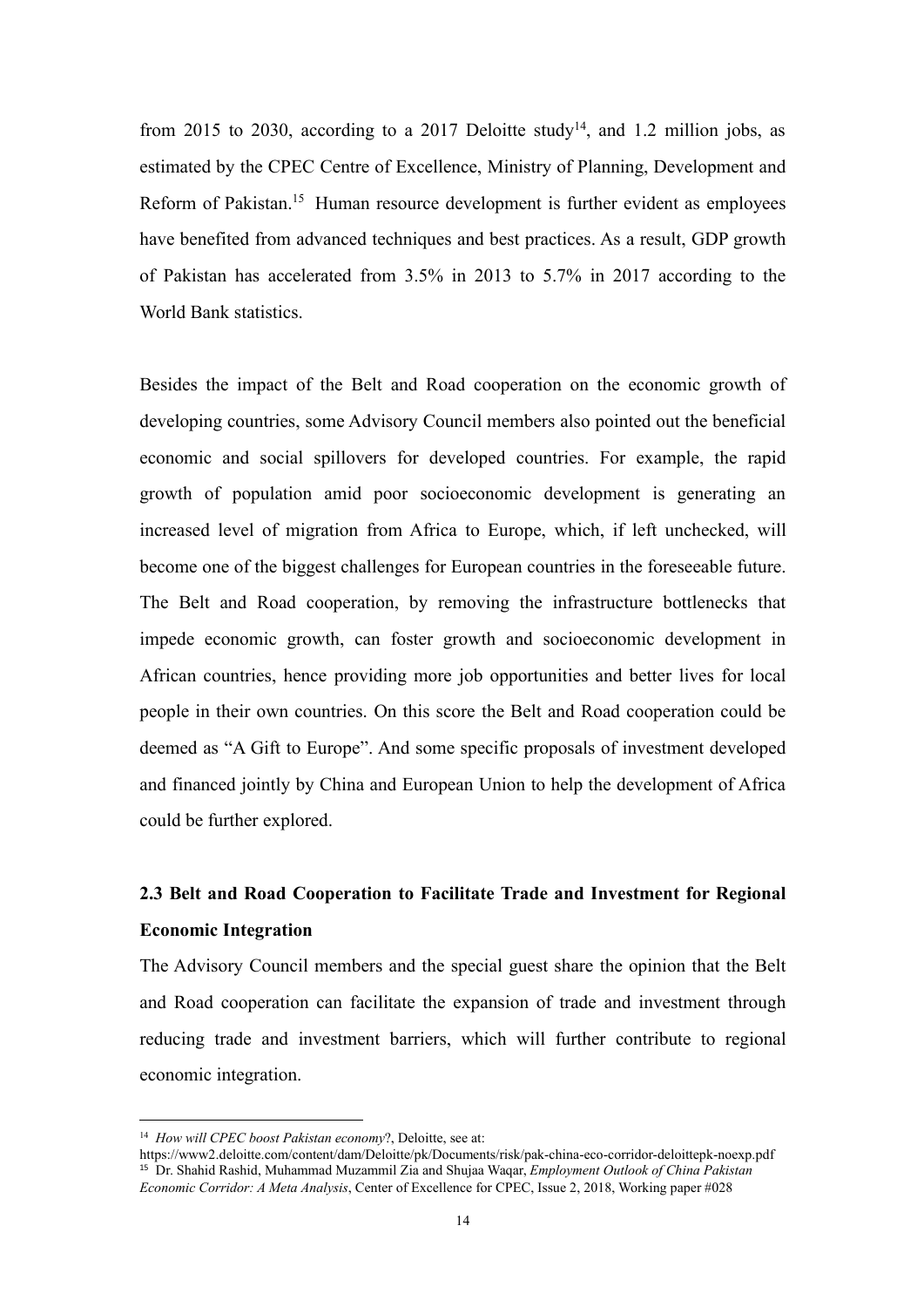from 2015 to 2030, according to a 2017 Deloitte study[14], and 1.2 million jobs, as estimated by the CPEC Centre of Excellence, Ministry of Planning, Development and Reform of Pakistan.[15] Human resource development is further evident as employees have benefited from advanced techniques and best practices. As a result, GDP growth of Pakistan has accelerated from 3.5% in 2013 to 5.7% in 2017 according to the World Bank statistics.

Besides the impact of the Belt and Road cooperation on the economic growth of developing countries, some Advisory Council members also pointed out the beneficial economic and social spillovers for developed countries. For example, the rapid growth of population amid poor socioeconomic development is generating an increased level of migration from Africa to Europe, which, if left unchecked, will become one of the biggest challenges for European countries in the foreseeable future. The Belt and Road cooperation, by removing the infrastructure bottlenecks that impede economic growth, can foster growth and socioeconomic development in African countries, hence providing more job opportunities and better lives for local people in their own countries. On this score the Belt and Road cooperation could be deemed as "A Gift to Europe". And some specific proposals of investment developed and financed jointly by China and European Union to help the development of Africa could be further explored.

### 2.3 Belt and Road Cooperation to Facilitate Trade and Investment for Regional Economic Integration

The Advisory Council members and the special guest share the opinion that the Belt and Road cooperation can facilitate the expansion of trade and investment through reducing trade and investment barriers, which will further contribute to regional economic integration.

---

[14] *How will CPEC boost Pakistan economy?*, Deloitte, see at: https://www2.deloitte.com/content/dam/Deloitte/pk/Documents/risk/pak-china-eco-corridor-deloittepk-noexp.pdf

[15] Dr. Shahid Rashid, Muhammad Muzammil Zia and Shujaa Waqar, *Employment Outlook of China Pakistan Economic Corridor: A Meta Analysis*, Center of Excellence for CPEC, Issue 2, 2018, Working paper #028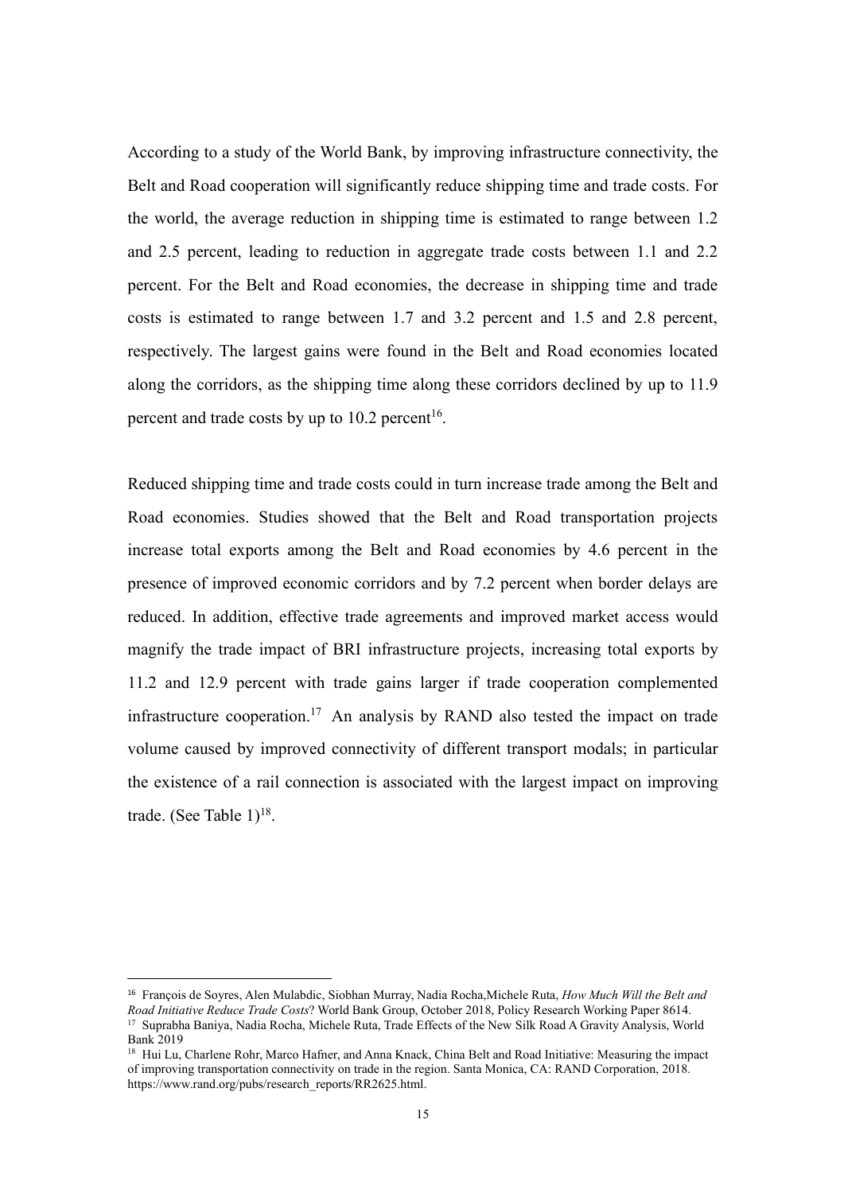According to a study of the World Bank, by improving infrastructure connectivity, the Belt and Road cooperation will significantly reduce shipping time and trade costs. For the world, the average reduction in shipping time is estimated to range between 1.2 and 2.5 percent, leading to reduction in aggregate trade costs between 1.1 and 2.2 percent. For the Belt and Road economies, the decrease in shipping time and trade costs is estimated to range between 1.7 and 3.2 percent and 1.5 and 2.8 percent, respectively. The largest gains were found in the Belt and Road economies located along the corridors, as the shipping time along these corridors declined by up to 11.9 percent and trade costs by up to 10.2 percent[16].

Reduced shipping time and trade costs could in turn increase trade among the Belt and Road economies. Studies showed that the Belt and Road transportation projects increase total exports among the Belt and Road economies by 4.6 percent in the presence of improved economic corridors and by 7.2 percent when border delays are reduced. In addition, effective trade agreements and improved market access would magnify the trade impact of BRI infrastructure projects, increasing total exports by 11.2 and 12.9 percent with trade gains larger if trade cooperation complemented infrastructure cooperation.[17] An analysis by RAND also tested the impact on trade volume caused by improved connectivity of different transport modals; in particular the existence of a rail connection is associated with the largest impact on improving trade. (See Table 1)[18].

---

[16] François de Soyres, Alen Mulabdic, Siobhan Murray, Nadia Rocha,Michele Ruta, *How Much Will the Belt and Road Initiative Reduce Trade Costs*? World Bank Group, October 2018, Policy Research Working Paper 8614.

[17] Suprabha Baniya, Nadia Rocha, Michele Ruta, Trade Effects of the New Silk Road A Gravity Analysis, World Bank 2019

[18] Hui Lu, Charlene Rohr, Marco Hafner, and Anna Knack, China Belt and Road Initiative: Measuring the impact of improving transportation connectivity on trade in the region. Santa Monica, CA: RAND Corporation, 2018. https://www.rand.org/pubs/research_reports/RR2625.html.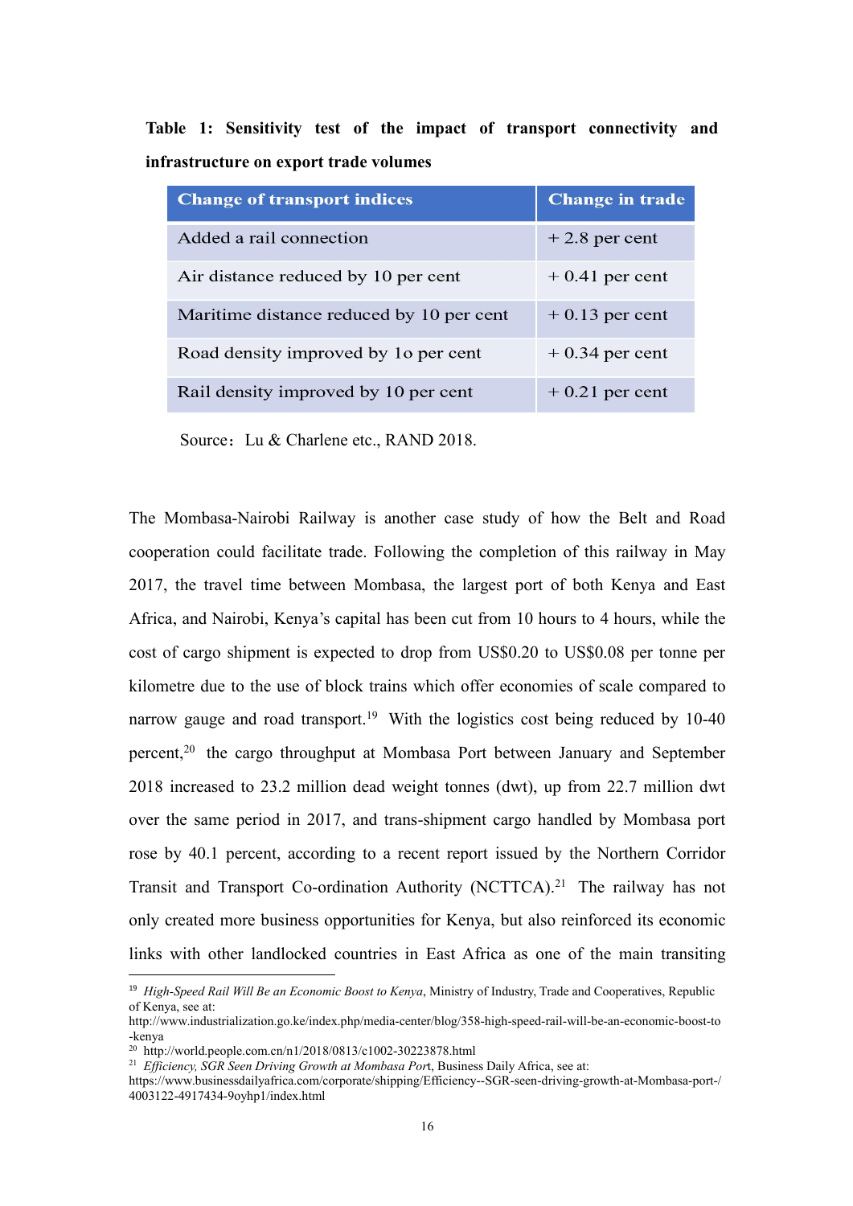**Table 1: Sensitivity test of the impact of transport connectivity and infrastructure on export trade volumes**

| Change of transport indices | Change in trade |
|---|---|
| Added a rail connection | + 2.8 per cent |
| Air distance reduced by 10 per cent | + 0.41 per cent |
| Maritime distance reduced by 10 per cent | + 0.13 per cent |
| Road density improved by 1o per cent | + 0.34 per cent |
| Rail density improved by 10 per cent | + 0.21 per cent |

Source：Lu & Charlene etc., RAND 2018.

The Mombasa-Nairobi Railway is another case study of how the Belt and Road cooperation could facilitate trade. Following the completion of this railway in May 2017, the travel time between Mombasa, the largest port of both Kenya and East Africa, and Nairobi, Kenya's capital has been cut from 10 hours to 4 hours, while the cost of cargo shipment is expected to drop from US$0.20 to US$0.08 per tonne per kilometre due to the use of block trains which offer economies of scale compared to narrow gauge and road transport.[19] With the logistics cost being reduced by 10-40 percent,[20] the cargo throughput at Mombasa Port between January and September 2018 increased to 23.2 million dead weight tonnes (dwt), up from 22.7 million dwt over the same period in 2017, and trans-shipment cargo handled by Mombasa port rose by 40.1 percent, according to a recent report issued by the Northern Corridor Transit and Transport Co-ordination Authority (NCTTCA).[21] The railway has not only created more business opportunities for Kenya, but also reinforced its economic links with other landlocked countries in East Africa as one of the main transiting

[19] *High-Speed Rail Will Be an Economic Boost to Kenya*, Ministry of Industry, Trade and Cooperatives, Republic of Kenya, see at: http://www.industrialization.go.ke/index.php/media-center/blog/358-high-speed-rail-will-be-an-economic-boost-to-kenya

[20] http://world.people.com.cn/n1/2018/0813/c1002-30223878.html

[21] *Efficiency, SGR Seen Driving Growth at Mombasa Port*, Business Daily Africa, see at: https://www.businessdailyafrica.com/corporate/shipping/Efficiency--SGR-seen-driving-growth-at-Mombasa-port-/4003122-4917434-9oyhp1/index.html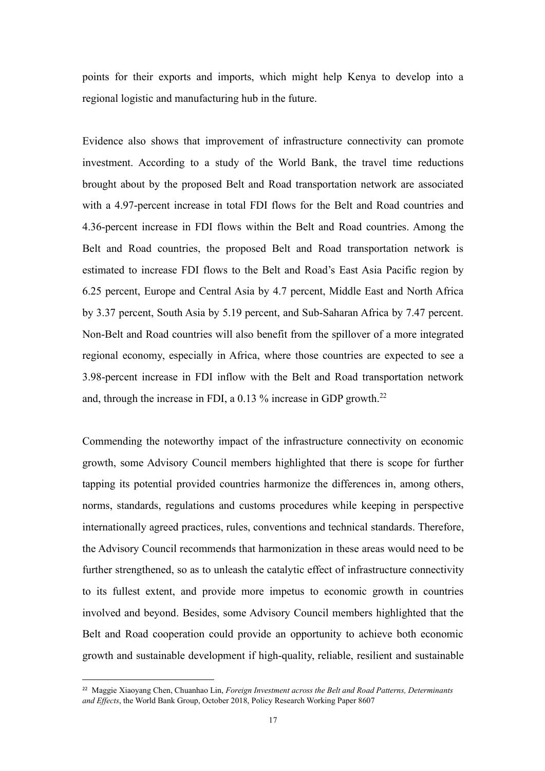points for their exports and imports, which might help Kenya to develop into a regional logistic and manufacturing hub in the future.

Evidence also shows that improvement of infrastructure connectivity can promote investment. According to a study of the World Bank, the travel time reductions brought about by the proposed Belt and Road transportation network are associated with a 4.97-percent increase in total FDI flows for the Belt and Road countries and 4.36-percent increase in FDI flows within the Belt and Road countries. Among the Belt and Road countries, the proposed Belt and Road transportation network is estimated to increase FDI flows to the Belt and Road's East Asia Pacific region by 6.25 percent, Europe and Central Asia by 4.7 percent, Middle East and North Africa by 3.37 percent, South Asia by 5.19 percent, and Sub-Saharan Africa by 7.47 percent. Non-Belt and Road countries will also benefit from the spillover of a more integrated regional economy, especially in Africa, where those countries are expected to see a 3.98-percent increase in FDI inflow with the Belt and Road transportation network and, through the increase in FDI, a 0.13 % increase in GDP growth.[22]

Commending the noteworthy impact of the infrastructure connectivity on economic growth, some Advisory Council members highlighted that there is scope for further tapping its potential provided countries harmonize the differences in, among others, norms, standards, regulations and customs procedures while keeping in perspective internationally agreed practices, rules, conventions and technical standards. Therefore, the Advisory Council recommends that harmonization in these areas would need to be further strengthened, so as to unleash the catalytic effect of infrastructure connectivity to its fullest extent, and provide more impetus to economic growth in countries involved and beyond. Besides, some Advisory Council members highlighted that the Belt and Road cooperation could provide an opportunity to achieve both economic growth and sustainable development if high-quality, reliable, resilient and sustainable

[22] Maggie Xiaoyang Chen, Chuanhao Lin, *Foreign Investment across the Belt and Road Patterns, Determinants and Effects*, the World Bank Group, October 2018, Policy Research Working Paper 8607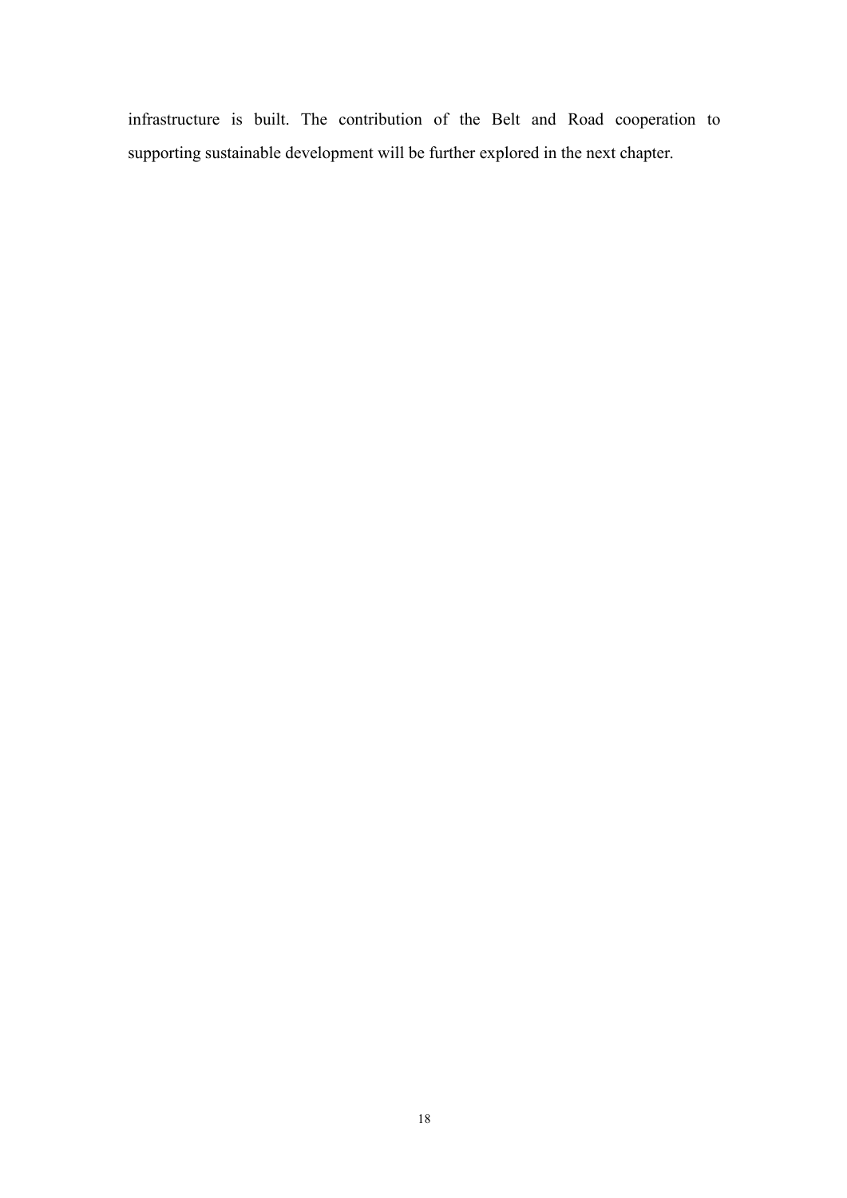infrastructure is built. The contribution of the Belt and Road cooperation to supporting sustainable development will be further explored in the next chapter.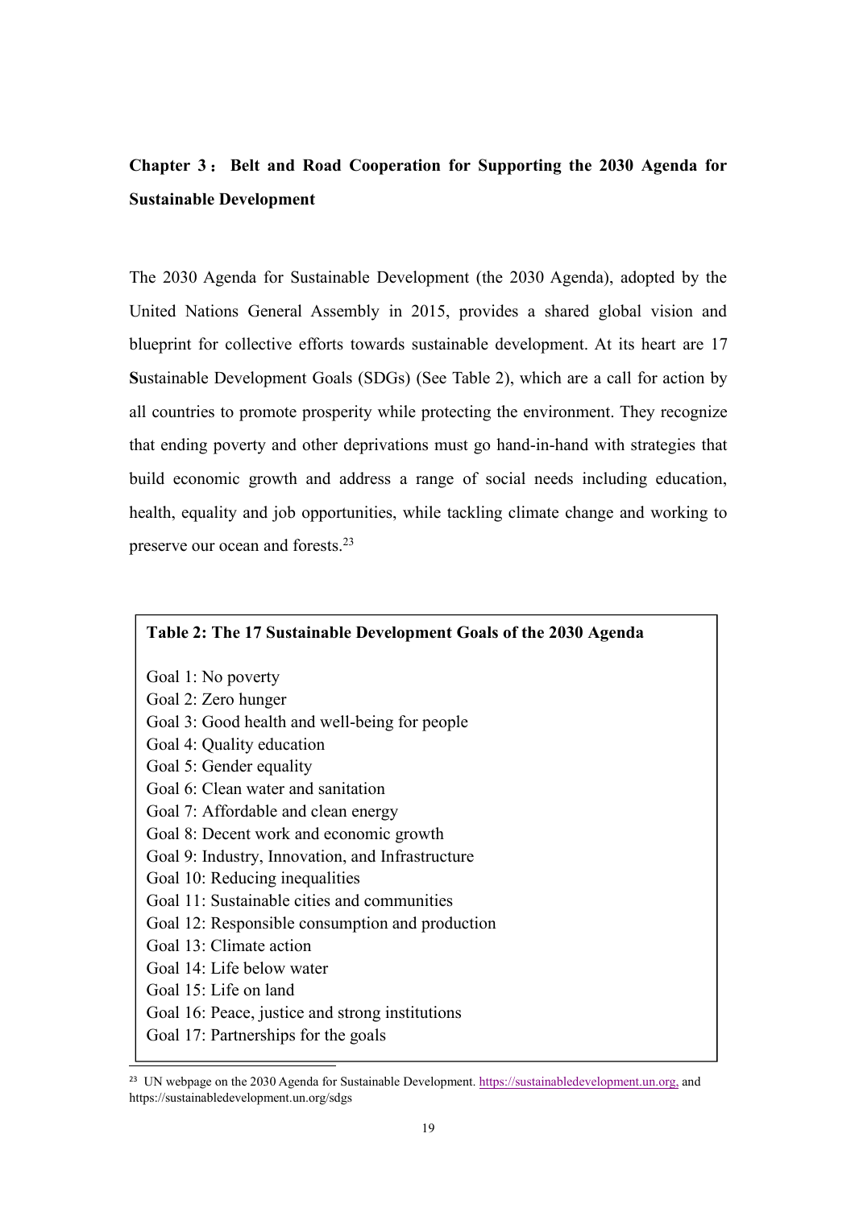## Chapter 3：Belt and Road Cooperation for Supporting the 2030 Agenda for Sustainable Development

The 2030 Agenda for Sustainable Development (the 2030 Agenda), adopted by the United Nations General Assembly in 2015, provides a shared global vision and blueprint for collective efforts towards sustainable development. At its heart are 17 **S**ustainable Development Goals (SDGs) (See Table 2), which are a call for action by all countries to promote prosperity while protecting the environment. They recognize that ending poverty and other deprivations must go hand-in-hand with strategies that build economic growth and address a range of social needs including education, health, equality and job opportunities, while tackling climate change and working to preserve our ocean and forests.[23]

**Table 2: The 17 Sustainable Development Goals of the 2030 Agenda**

Goal 1: No poverty
Goal 2: Zero hunger
Goal 3: Good health and well-being for people
Goal 4: Quality education
Goal 5: Gender equality
Goal 6: Clean water and sanitation
Goal 7: Affordable and clean energy
Goal 8: Decent work and economic growth
Goal 9: Industry, Innovation, and Infrastructure
Goal 10: Reducing inequalities
Goal 11: Sustainable cities and communities
Goal 12: Responsible consumption and production
Goal 13: Climate action
Goal 14: Life below water
Goal 15: Life on land
Goal 16: Peace, justice and strong institutions
Goal 17: Partnerships for the goals

[23] UN webpage on the 2030 Agenda for Sustainable Development. https://sustainabledevelopment.un.org, and https://sustainabledevelopment.un.org/sdgs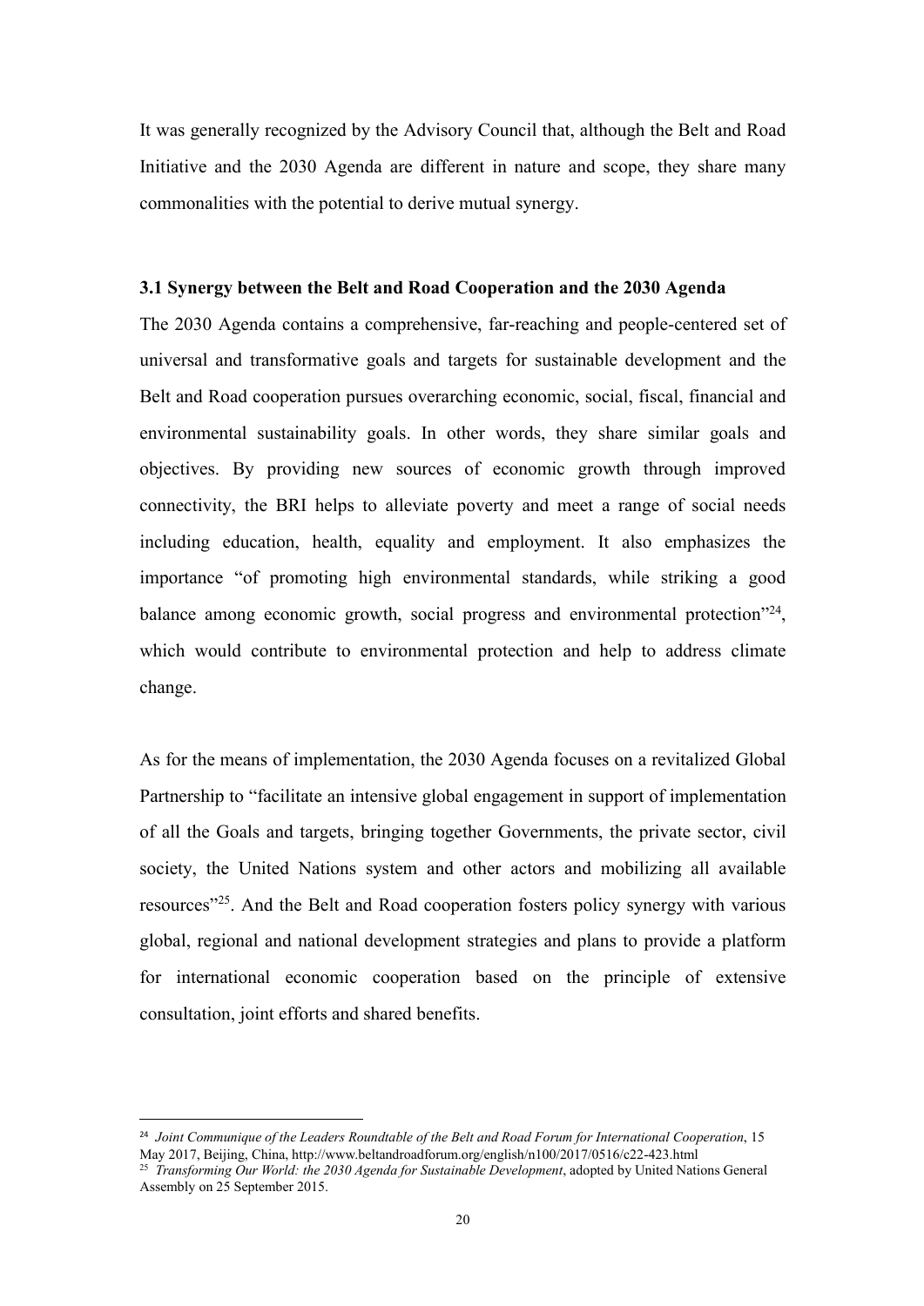It was generally recognized by the Advisory Council that, although the Belt and Road Initiative and the 2030 Agenda are different in nature and scope, they share many commonalities with the potential to derive mutual synergy.

### 3.1 Synergy between the Belt and Road Cooperation and the 2030 Agenda

The 2030 Agenda contains a comprehensive, far-reaching and people-centered set of universal and transformative goals and targets for sustainable development and the Belt and Road cooperation pursues overarching economic, social, fiscal, financial and environmental sustainability goals. In other words, they share similar goals and objectives. By providing new sources of economic growth through improved connectivity, the BRI helps to alleviate poverty and meet a range of social needs including education, health, equality and employment. It also emphasizes the importance "of promoting high environmental standards, while striking a good balance among economic growth, social progress and environmental protection"[24], which would contribute to environmental protection and help to address climate change.

As for the means of implementation, the 2030 Agenda focuses on a revitalized Global Partnership to "facilitate an intensive global engagement in support of implementation of all the Goals and targets, bringing together Governments, the private sector, civil society, the United Nations system and other actors and mobilizing all available resources"[25]. And the Belt and Road cooperation fosters policy synergy with various global, regional and national development strategies and plans to provide a platform for international economic cooperation based on the principle of extensive consultation, joint efforts and shared benefits.

---

[24] *Joint Communique of the Leaders Roundtable of the Belt and Road Forum for International Cooperation*, 15 May 2017, Beijing, China, http://www.beltandroadforum.org/english/n100/2017/0516/c22-423.html

[25] *Transforming Our World: the 2030 Agenda for Sustainable Development*, adopted by United Nations General Assembly on 25 September 2015.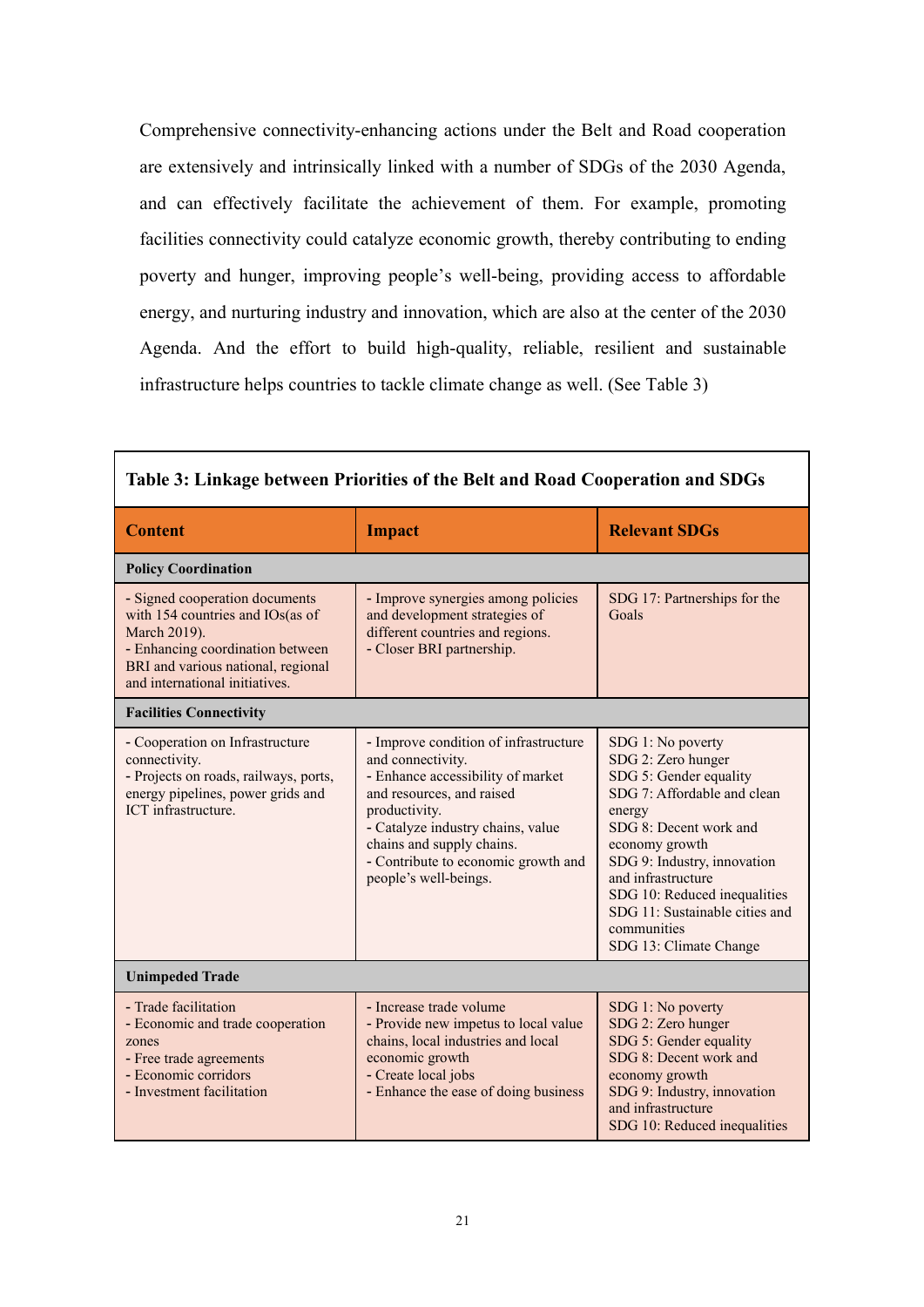Comprehensive connectivity-enhancing actions under the Belt and Road cooperation are extensively and intrinsically linked with a number of SDGs of the 2030 Agenda, and can effectively facilitate the achievement of them. For example, promoting facilities connectivity could catalyze economic growth, thereby contributing to ending poverty and hunger, improving people's well-being, providing access to affordable energy, and nurturing industry and innovation, which are also at the center of the 2030 Agenda. And the effort to build high-quality, reliable, resilient and sustainable infrastructure helps countries to tackle climate change as well. (See Table 3)

**Table 3: Linkage between Priorities of the Belt and Road Cooperation and SDGs**

| Content | Impact | Relevant SDGs |
|---|---|---|
| **Policy Coordination** | | |
| - Signed cooperation documents with 154 countries and IOs(as of March 2019).<br>- Enhancing coordination between BRI and various national, regional and international initiatives. | - Improve synergies among policies and development strategies of different countries and regions.<br>- Closer BRI partnership. | SDG 17: Partnerships for the Goals |
| **Facilities Connectivity** | | |
| - Cooperation on Infrastructure connectivity.<br>- Projects on roads, railways, ports, energy pipelines, power grids and ICT infrastructure. | - Improve condition of infrastructure and connectivity.<br>- Enhance accessibility of market and resources, and raised productivity.<br>- Catalyze industry chains, value chains and supply chains.<br>- Contribute to economic growth and people's well-beings. | SDG 1: No poverty<br>SDG 2: Zero hunger<br>SDG 5: Gender equality<br>SDG 7: Affordable and clean energy<br>SDG 8: Decent work and economy growth<br>SDG 9: Industry, innovation and infrastructure<br>SDG 10: Reduced inequalities<br>SDG 11: Sustainable cities and communities<br>SDG 13: Climate Change |
| **Unimpeded Trade** | | |
| - Trade facilitation<br>- Economic and trade cooperation zones<br>- Free trade agreements<br>- Economic corridors<br>- Investment facilitation | - Increase trade volume<br>- Provide new impetus to local value chains, local industries and local economic growth<br>- Create local jobs<br>- Enhance the ease of doing business | SDG 1: No poverty<br>SDG 2: Zero hunger<br>SDG 5: Gender equality<br>SDG 8: Decent work and economy growth<br>SDG 9: Industry, innovation and infrastructure<br>SDG 10: Reduced inequalities |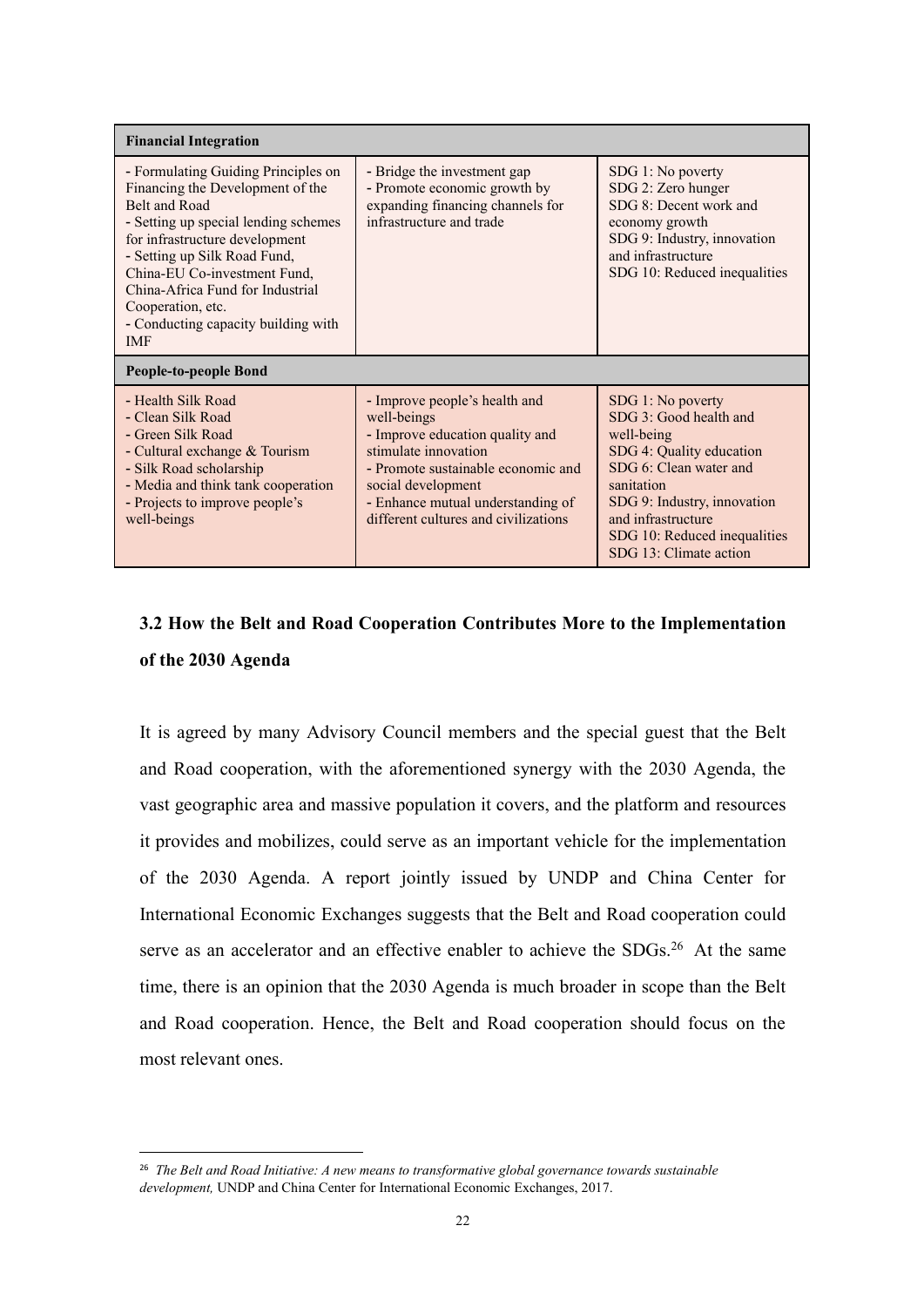| Financial Integration | | |
|---|---|---|
| - Formulating Guiding Principles on Financing the Development of the Belt and Road<br>- Setting up special lending schemes for infrastructure development<br>- Setting up Silk Road Fund, China-EU Co-investment Fund, China-Africa Fund for Industrial Cooperation, etc.<br>- Conducting capacity building with IMF | - Bridge the investment gap<br>- Promote economic growth by expanding financing channels for infrastructure and trade | SDG 1: No poverty<br>SDG 2: Zero hunger<br>SDG 8: Decent work and economy growth<br>SDG 9: Industry, innovation and infrastructure<br>SDG 10: Reduced inequalities |
| **People-to-people Bond** | | |
| - Health Silk Road<br>- Clean Silk Road<br>- Green Silk Road<br>- Cultural exchange & Tourism<br>- Silk Road scholarship<br>- Media and think tank cooperation<br>- Projects to improve people's well-beings | - Improve people's health and well-beings<br>- Improve education quality and stimulate innovation<br>- Promote sustainable economic and social development<br>- Enhance mutual understanding of different cultures and civilizations | SDG 1: No poverty<br>SDG 3: Good health and well-being<br>SDG 4: Quality education<br>SDG 6: Clean water and sanitation<br>SDG 9: Industry, innovation and infrastructure<br>SDG 10: Reduced inequalities<br>SDG 13: Climate action |

### 3.2 How the Belt and Road Cooperation Contributes More to the Implementation of the 2030 Agenda

It is agreed by many Advisory Council members and the special guest that the Belt and Road cooperation, with the aforementioned synergy with the 2030 Agenda, the vast geographic area and massive population it covers, and the platform and resources it provides and mobilizes, could serve as an important vehicle for the implementation of the 2030 Agenda. A report jointly issued by UNDP and China Center for International Economic Exchanges suggests that the Belt and Road cooperation could serve as an accelerator and an effective enabler to achieve the SDGs.[26] At the same time, there is an opinion that the 2030 Agenda is much broader in scope than the Belt and Road cooperation. Hence, the Belt and Road cooperation should focus on the most relevant ones.

[26] *The Belt and Road Initiative: A new means to transformative global governance towards sustainable development,* UNDP and China Center for International Economic Exchanges, 2017.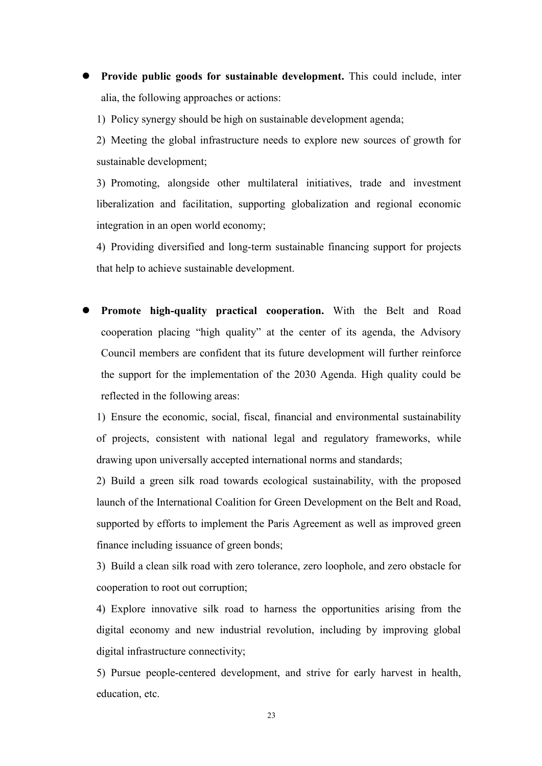- **Provide public goods for sustainable development.** This could include, inter alia, the following approaches or actions:

  1) Policy synergy should be high on sustainable development agenda;

  2) Meeting the global infrastructure needs to explore new sources of growth for sustainable development;

  3) Promoting, alongside other multilateral initiatives, trade and investment liberalization and facilitation, supporting globalization and regional economic integration in an open world economy;

  4) Providing diversified and long-term sustainable financing support for projects that help to achieve sustainable development.

- **Promote high-quality practical cooperation.** With the Belt and Road cooperation placing "high quality" at the center of its agenda, the Advisory Council members are confident that its future development will further reinforce the support for the implementation of the 2030 Agenda. High quality could be reflected in the following areas:

  1) Ensure the economic, social, fiscal, financial and environmental sustainability of projects, consistent with national legal and regulatory frameworks, while drawing upon universally accepted international norms and standards;

  2) Build a green silk road towards ecological sustainability, with the proposed launch of the International Coalition for Green Development on the Belt and Road, supported by efforts to implement the Paris Agreement as well as improved green finance including issuance of green bonds;

  3) Build a clean silk road with zero tolerance, zero loophole, and zero obstacle for cooperation to root out corruption;

  4) Explore innovative silk road to harness the opportunities arising from the digital economy and new industrial revolution, including by improving global digital infrastructure connectivity;

  5) Pursue people-centered development, and strive for early harvest in health, education, etc.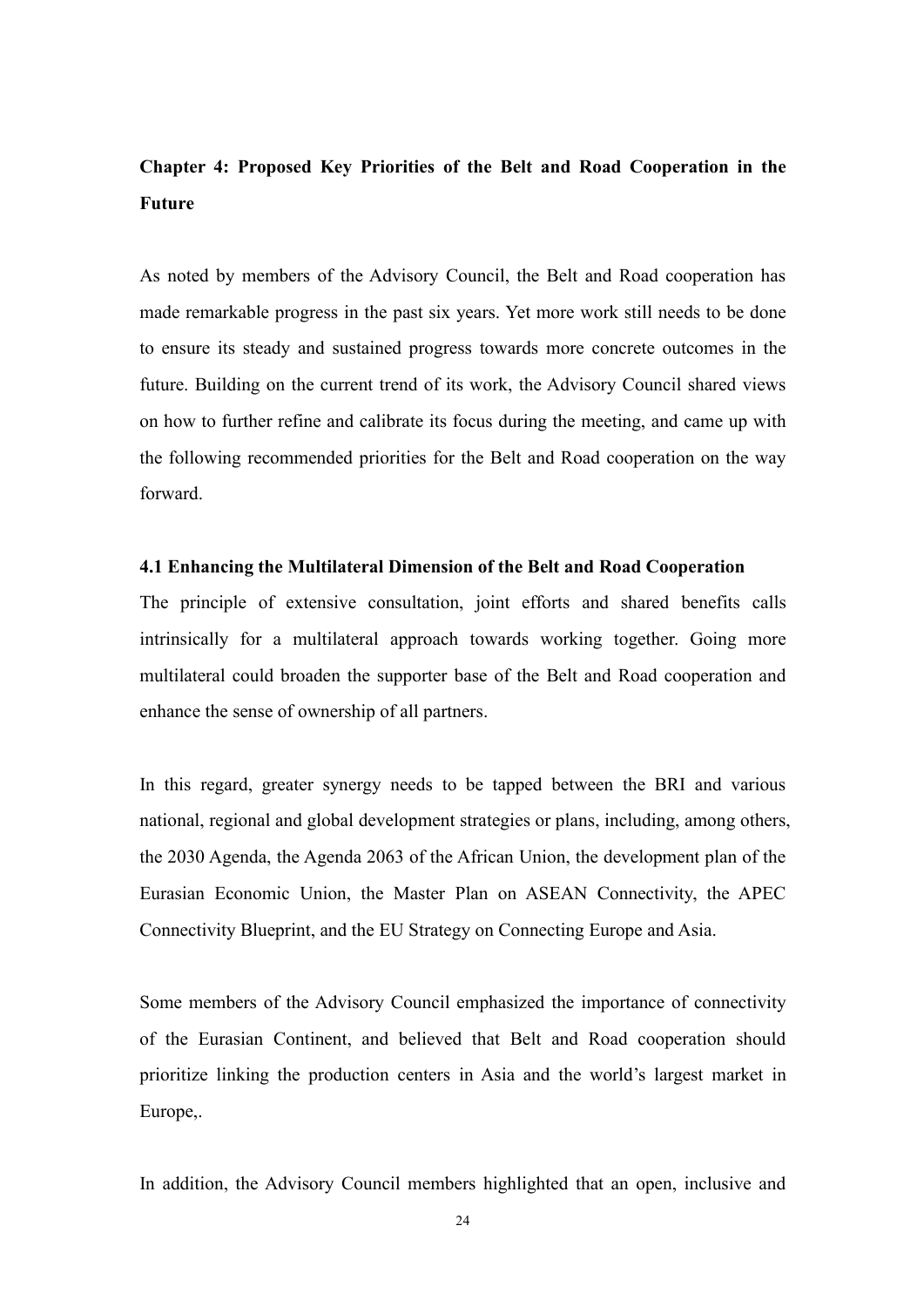## Chapter 4: Proposed Key Priorities of the Belt and Road Cooperation in the Future

As noted by members of the Advisory Council, the Belt and Road cooperation has made remarkable progress in the past six years. Yet more work still needs to be done to ensure its steady and sustained progress towards more concrete outcomes in the future. Building on the current trend of its work, the Advisory Council shared views on how to further refine and calibrate its focus during the meeting, and came up with the following recommended priorities for the Belt and Road cooperation on the way forward.

### 4.1 Enhancing the Multilateral Dimension of the Belt and Road Cooperation

The principle of extensive consultation, joint efforts and shared benefits calls intrinsically for a multilateral approach towards working together. Going more multilateral could broaden the supporter base of the Belt and Road cooperation and enhance the sense of ownership of all partners.

In this regard, greater synergy needs to be tapped between the BRI and various national, regional and global development strategies or plans, including, among others, the 2030 Agenda, the Agenda 2063 of the African Union, the development plan of the Eurasian Economic Union, the Master Plan on ASEAN Connectivity, the APEC Connectivity Blueprint, and the EU Strategy on Connecting Europe and Asia.

Some members of the Advisory Council emphasized the importance of connectivity of the Eurasian Continent, and believed that Belt and Road cooperation should prioritize linking the production centers in Asia and the world's largest market in Europe,.

In addition, the Advisory Council members highlighted that an open, inclusive and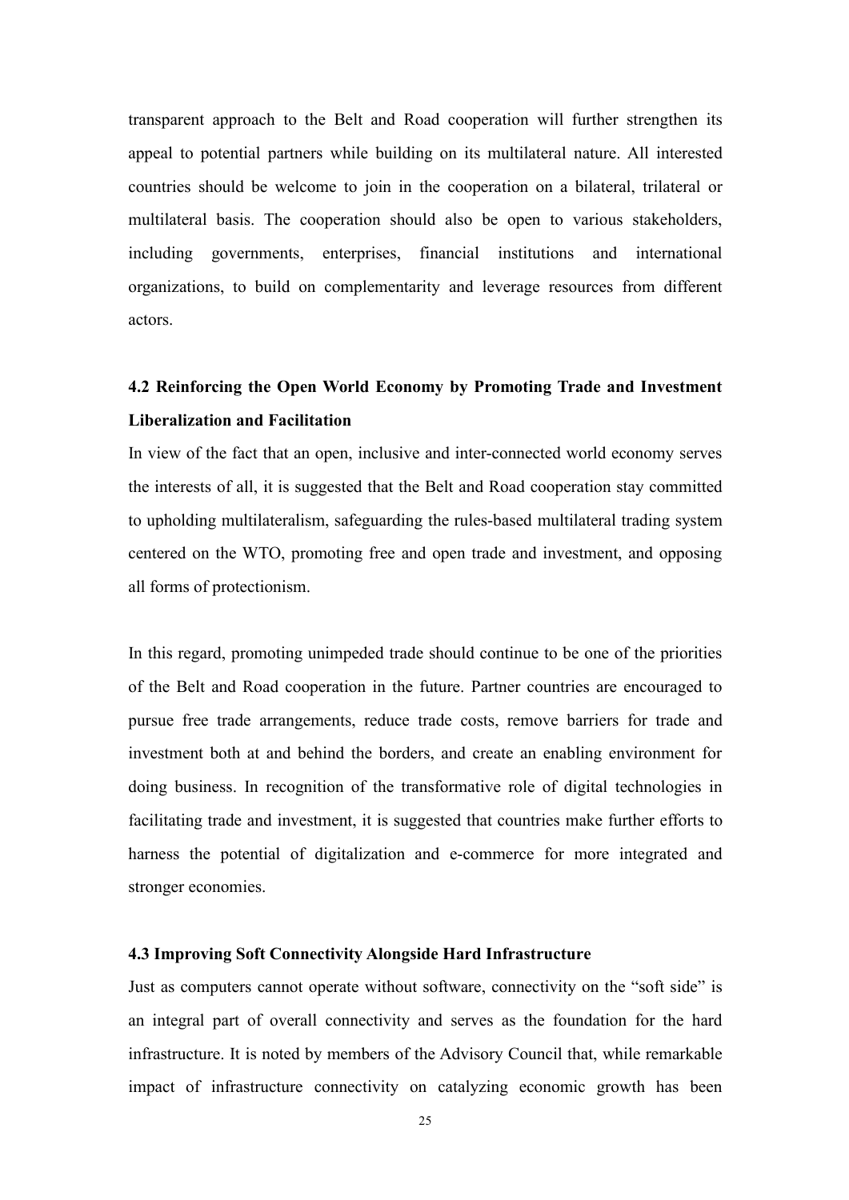transparent approach to the Belt and Road cooperation will further strengthen its appeal to potential partners while building on its multilateral nature. All interested countries should be welcome to join in the cooperation on a bilateral, trilateral or multilateral basis. The cooperation should also be open to various stakeholders, including governments, enterprises, financial institutions and international organizations, to build on complementarity and leverage resources from different actors.

### 4.2 Reinforcing the Open World Economy by Promoting Trade and Investment Liberalization and Facilitation

In view of the fact that an open, inclusive and inter-connected world economy serves the interests of all, it is suggested that the Belt and Road cooperation stay committed to upholding multilateralism, safeguarding the rules-based multilateral trading system centered on the WTO, promoting free and open trade and investment, and opposing all forms of protectionism.

In this regard, promoting unimpeded trade should continue to be one of the priorities of the Belt and Road cooperation in the future. Partner countries are encouraged to pursue free trade arrangements, reduce trade costs, remove barriers for trade and investment both at and behind the borders, and create an enabling environment for doing business. In recognition of the transformative role of digital technologies in facilitating trade and investment, it is suggested that countries make further efforts to harness the potential of digitalization and e-commerce for more integrated and stronger economies.

### 4.3 Improving Soft Connectivity Alongside Hard Infrastructure

Just as computers cannot operate without software, connectivity on the "soft side" is an integral part of overall connectivity and serves as the foundation for the hard infrastructure. It is noted by members of the Advisory Council that, while remarkable impact of infrastructure connectivity on catalyzing economic growth has been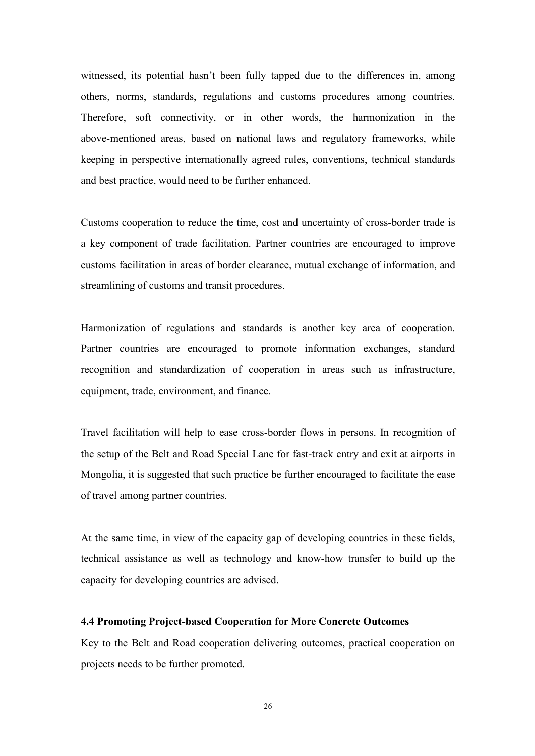witnessed, its potential hasn't been fully tapped due to the differences in, among others, norms, standards, regulations and customs procedures among countries. Therefore, soft connectivity, or in other words, the harmonization in the above-mentioned areas, based on national laws and regulatory frameworks, while keeping in perspective internationally agreed rules, conventions, technical standards and best practice, would need to be further enhanced.

Customs cooperation to reduce the time, cost and uncertainty of cross-border trade is a key component of trade facilitation. Partner countries are encouraged to improve customs facilitation in areas of border clearance, mutual exchange of information, and streamlining of customs and transit procedures.

Harmonization of regulations and standards is another key area of cooperation. Partner countries are encouraged to promote information exchanges, standard recognition and standardization of cooperation in areas such as infrastructure, equipment, trade, environment, and finance.

Travel facilitation will help to ease cross-border flows in persons. In recognition of the setup of the Belt and Road Special Lane for fast-track entry and exit at airports in Mongolia, it is suggested that such practice be further encouraged to facilitate the ease of travel among partner countries.

At the same time, in view of the capacity gap of developing countries in these fields, technical assistance as well as technology and know-how transfer to build up the capacity for developing countries are advised.

### 4.4 Promoting Project-based Cooperation for More Concrete Outcomes

Key to the Belt and Road cooperation delivering outcomes, practical cooperation on projects needs to be further promoted.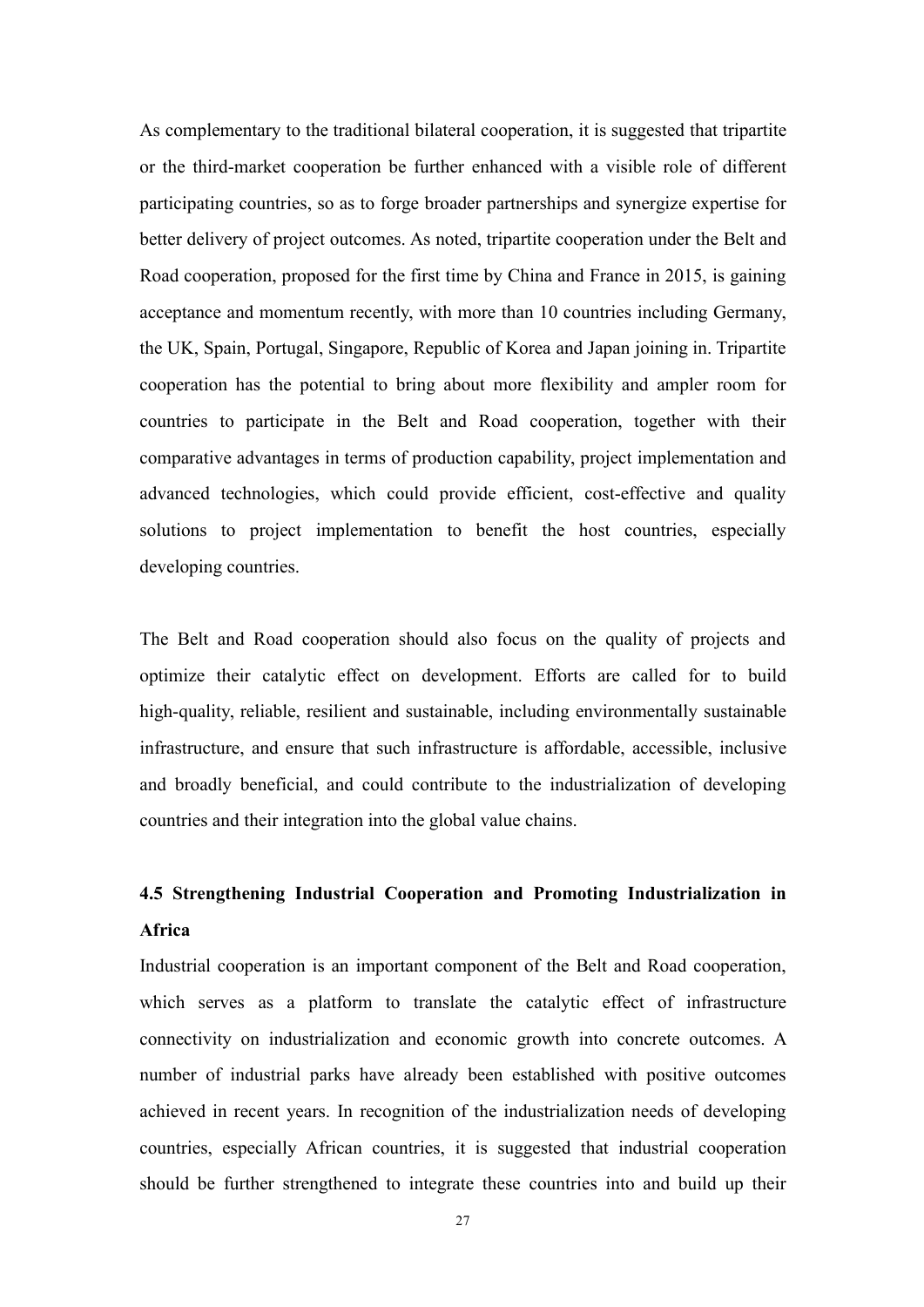As complementary to the traditional bilateral cooperation, it is suggested that tripartite or the third-market cooperation be further enhanced with a visible role of different participating countries, so as to forge broader partnerships and synergize expertise for better delivery of project outcomes. As noted, tripartite cooperation under the Belt and Road cooperation, proposed for the first time by China and France in 2015, is gaining acceptance and momentum recently, with more than 10 countries including Germany, the UK, Spain, Portugal, Singapore, Republic of Korea and Japan joining in. Tripartite cooperation has the potential to bring about more flexibility and ampler room for countries to participate in the Belt and Road cooperation, together with their comparative advantages in terms of production capability, project implementation and advanced technologies, which could provide efficient, cost-effective and quality solutions to project implementation to benefit the host countries, especially developing countries.

The Belt and Road cooperation should also focus on the quality of projects and optimize their catalytic effect on development. Efforts are called for to build high-quality, reliable, resilient and sustainable, including environmentally sustainable infrastructure, and ensure that such infrastructure is affordable, accessible, inclusive and broadly beneficial, and could contribute to the industrialization of developing countries and their integration into the global value chains.

### 4.5 Strengthening Industrial Cooperation and Promoting Industrialization in Africa

Industrial cooperation is an important component of the Belt and Road cooperation, which serves as a platform to translate the catalytic effect of infrastructure connectivity on industrialization and economic growth into concrete outcomes. A number of industrial parks have already been established with positive outcomes achieved in recent years. In recognition of the industrialization needs of developing countries, especially African countries, it is suggested that industrial cooperation should be further strengthened to integrate these countries into and build up their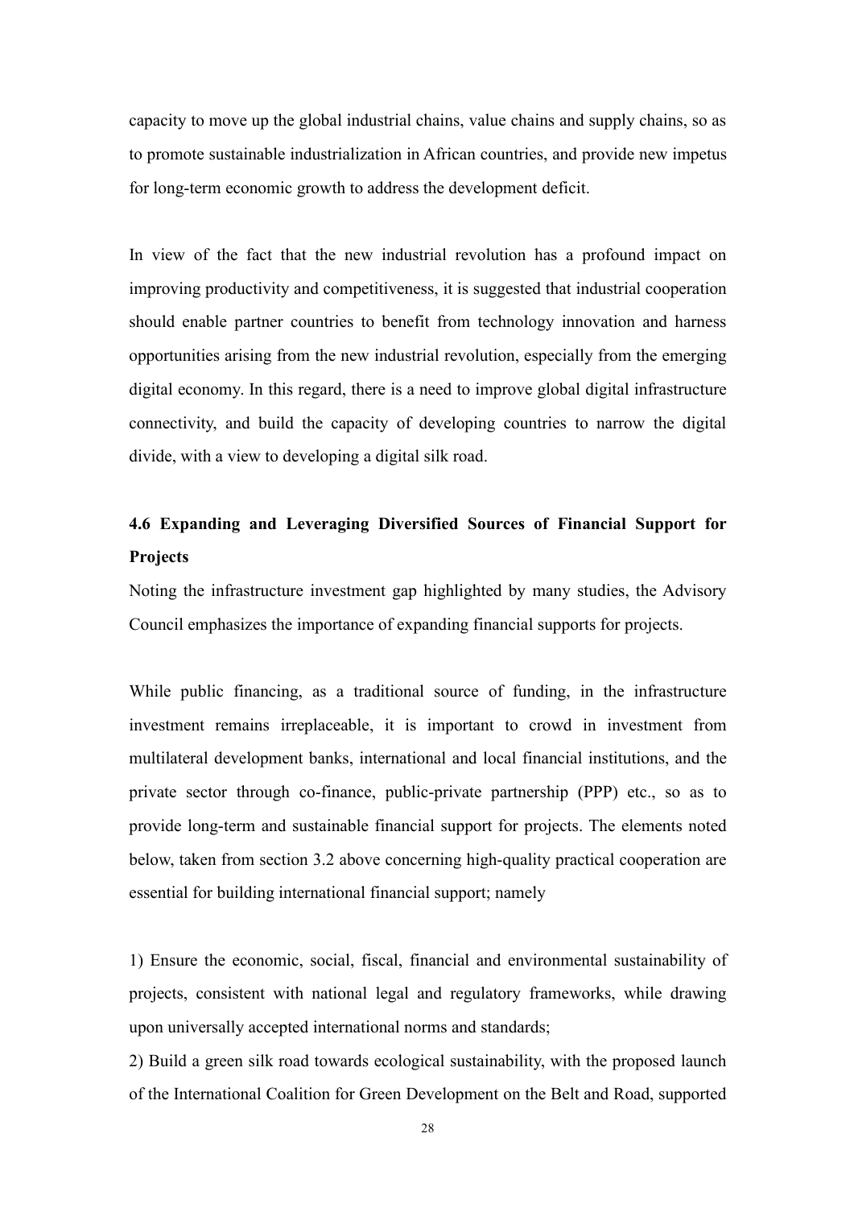capacity to move up the global industrial chains, value chains and supply chains, so as to promote sustainable industrialization in African countries, and provide new impetus for long-term economic growth to address the development deficit.

In view of the fact that the new industrial revolution has a profound impact on improving productivity and competitiveness, it is suggested that industrial cooperation should enable partner countries to benefit from technology innovation and harness opportunities arising from the new industrial revolution, especially from the emerging digital economy. In this regard, there is a need to improve global digital infrastructure connectivity, and build the capacity of developing countries to narrow the digital divide, with a view to developing a digital silk road.

### 4.6 Expanding and Leveraging Diversified Sources of Financial Support for Projects

Noting the infrastructure investment gap highlighted by many studies, the Advisory Council emphasizes the importance of expanding financial supports for projects.

While public financing, as a traditional source of funding, in the infrastructure investment remains irreplaceable, it is important to crowd in investment from multilateral development banks, international and local financial institutions, and the private sector through co-finance, public-private partnership (PPP) etc., so as to provide long-term and sustainable financial support for projects. The elements noted below, taken from section 3.2 above concerning high-quality practical cooperation are essential for building international financial support; namely

1) Ensure the economic, social, fiscal, financial and environmental sustainability of projects, consistent with national legal and regulatory frameworks, while drawing upon universally accepted international norms and standards;
2) Build a green silk road towards ecological sustainability, with the proposed launch of the International Coalition for Green Development on the Belt and Road, supported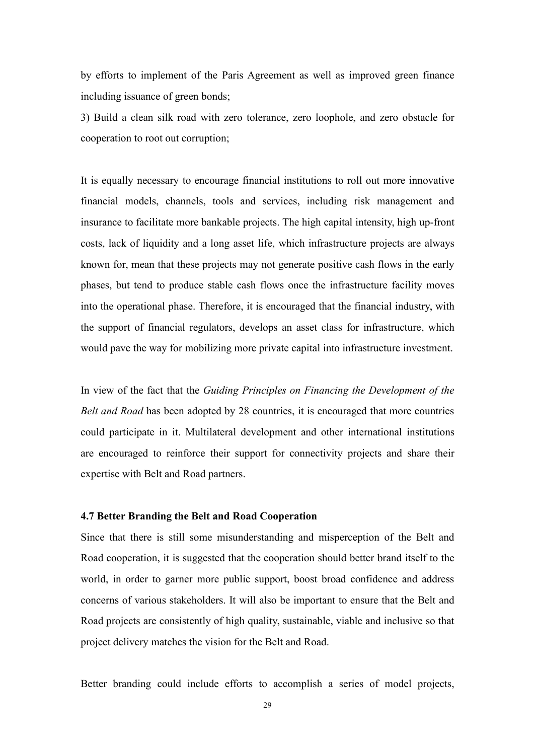by efforts to implement of the Paris Agreement as well as improved green finance including issuance of green bonds;

3) Build a clean silk road with zero tolerance, zero loophole, and zero obstacle for cooperation to root out corruption;

It is equally necessary to encourage financial institutions to roll out more innovative financial models, channels, tools and services, including risk management and insurance to facilitate more bankable projects. The high capital intensity, high up-front costs, lack of liquidity and a long asset life, which infrastructure projects are always known for, mean that these projects may not generate positive cash flows in the early phases, but tend to produce stable cash flows once the infrastructure facility moves into the operational phase. Therefore, it is encouraged that the financial industry, with the support of financial regulators, develops an asset class for infrastructure, which would pave the way for mobilizing more private capital into infrastructure investment.

In view of the fact that the *Guiding Principles on Financing the Development of the Belt and Road* has been adopted by 28 countries, it is encouraged that more countries could participate in it. Multilateral development and other international institutions are encouraged to reinforce their support for connectivity projects and share their expertise with Belt and Road partners.

#### 4.7 Better Branding the Belt and Road Cooperation

Since that there is still some misunderstanding and misperception of the Belt and Road cooperation, it is suggested that the cooperation should better brand itself to the world, in order to garner more public support, boost broad confidence and address concerns of various stakeholders. It will also be important to ensure that the Belt and Road projects are consistently of high quality, sustainable, viable and inclusive so that project delivery matches the vision for the Belt and Road.

Better branding could include efforts to accomplish a series of model projects,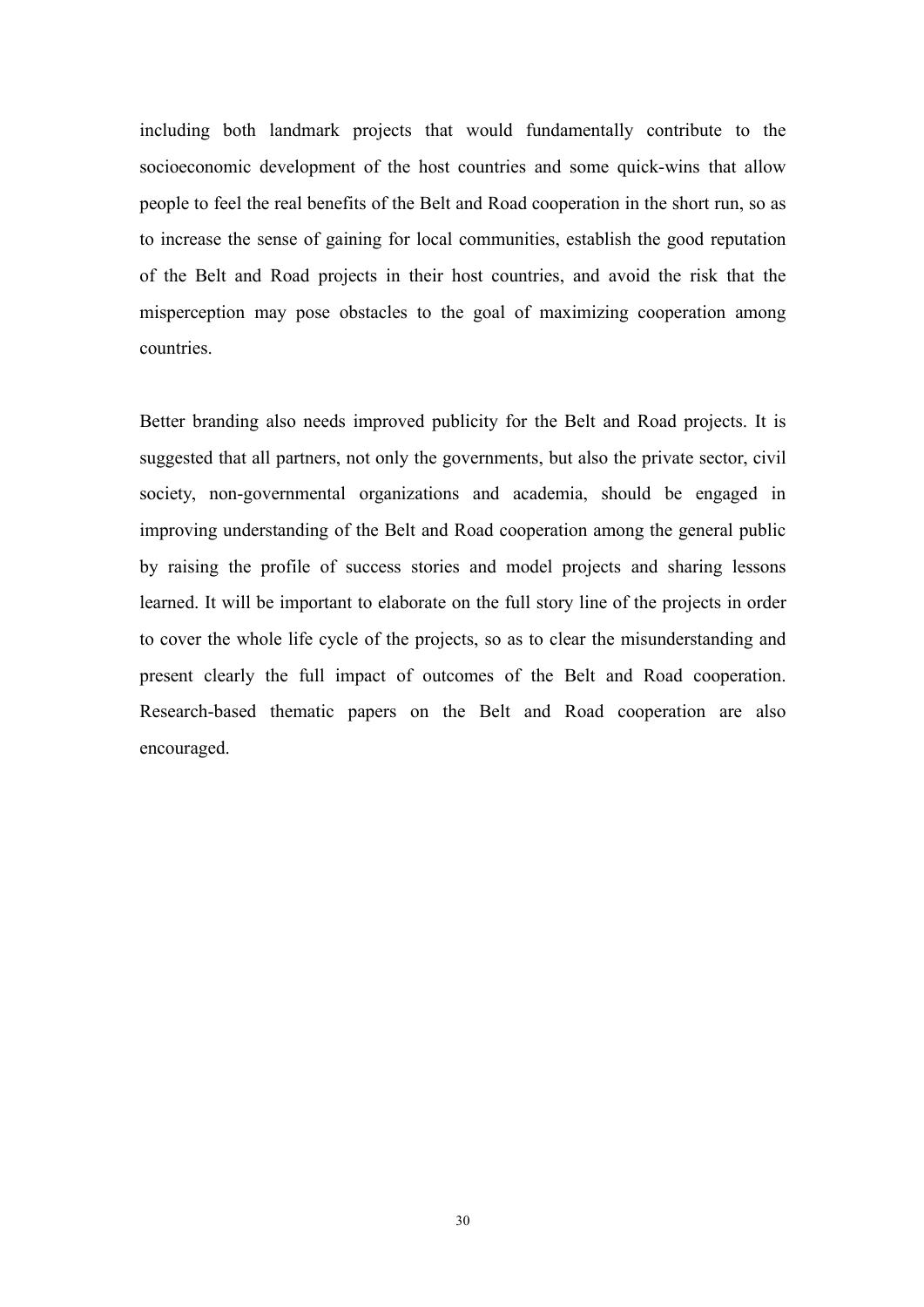including both landmark projects that would fundamentally contribute to the socioeconomic development of the host countries and some quick-wins that allow people to feel the real benefits of the Belt and Road cooperation in the short run, so as to increase the sense of gaining for local communities, establish the good reputation of the Belt and Road projects in their host countries, and avoid the risk that the misperception may pose obstacles to the goal of maximizing cooperation among countries.

Better branding also needs improved publicity for the Belt and Road projects. It is suggested that all partners, not only the governments, but also the private sector, civil society, non-governmental organizations and academia, should be engaged in improving understanding of the Belt and Road cooperation among the general public by raising the profile of success stories and model projects and sharing lessons learned. It will be important to elaborate on the full story line of the projects in order to cover the whole life cycle of the projects, so as to clear the misunderstanding and present clearly the full impact of outcomes of the Belt and Road cooperation. Research-based thematic papers on the Belt and Road cooperation are also encouraged.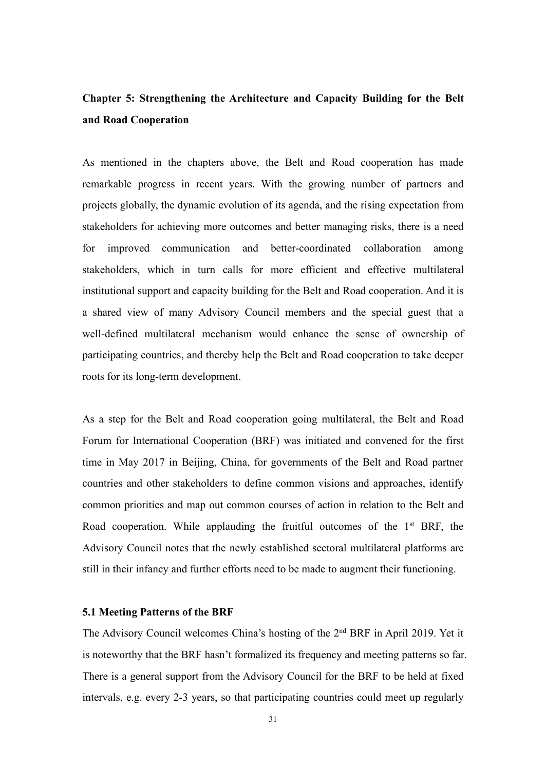## Chapter 5: Strengthening the Architecture and Capacity Building for the Belt and Road Cooperation

As mentioned in the chapters above, the Belt and Road cooperation has made remarkable progress in recent years. With the growing number of partners and projects globally, the dynamic evolution of its agenda, and the rising expectation from stakeholders for achieving more outcomes and better managing risks, there is a need for improved communication and better-coordinated collaboration among stakeholders, which in turn calls for more efficient and effective multilateral institutional support and capacity building for the Belt and Road cooperation. And it is a shared view of many Advisory Council members and the special guest that a well-defined multilateral mechanism would enhance the sense of ownership of participating countries, and thereby help the Belt and Road cooperation to take deeper roots for its long-term development.

As a step for the Belt and Road cooperation going multilateral, the Belt and Road Forum for International Cooperation (BRF) was initiated and convened for the first time in May 2017 in Beijing, China, for governments of the Belt and Road partner countries and other stakeholders to define common visions and approaches, identify common priorities and map out common courses of action in relation to the Belt and Road cooperation. While applauding the fruitful outcomes of the 1st BRF, the Advisory Council notes that the newly established sectoral multilateral platforms are still in their infancy and further efforts need to be made to augment their functioning.

### 5.1 Meeting Patterns of the BRF

The Advisory Council welcomes China's hosting of the 2nd BRF in April 2019. Yet it is noteworthy that the BRF hasn't formalized its frequency and meeting patterns so far. There is a general support from the Advisory Council for the BRF to be held at fixed intervals, e.g. every 2-3 years, so that participating countries could meet up regularly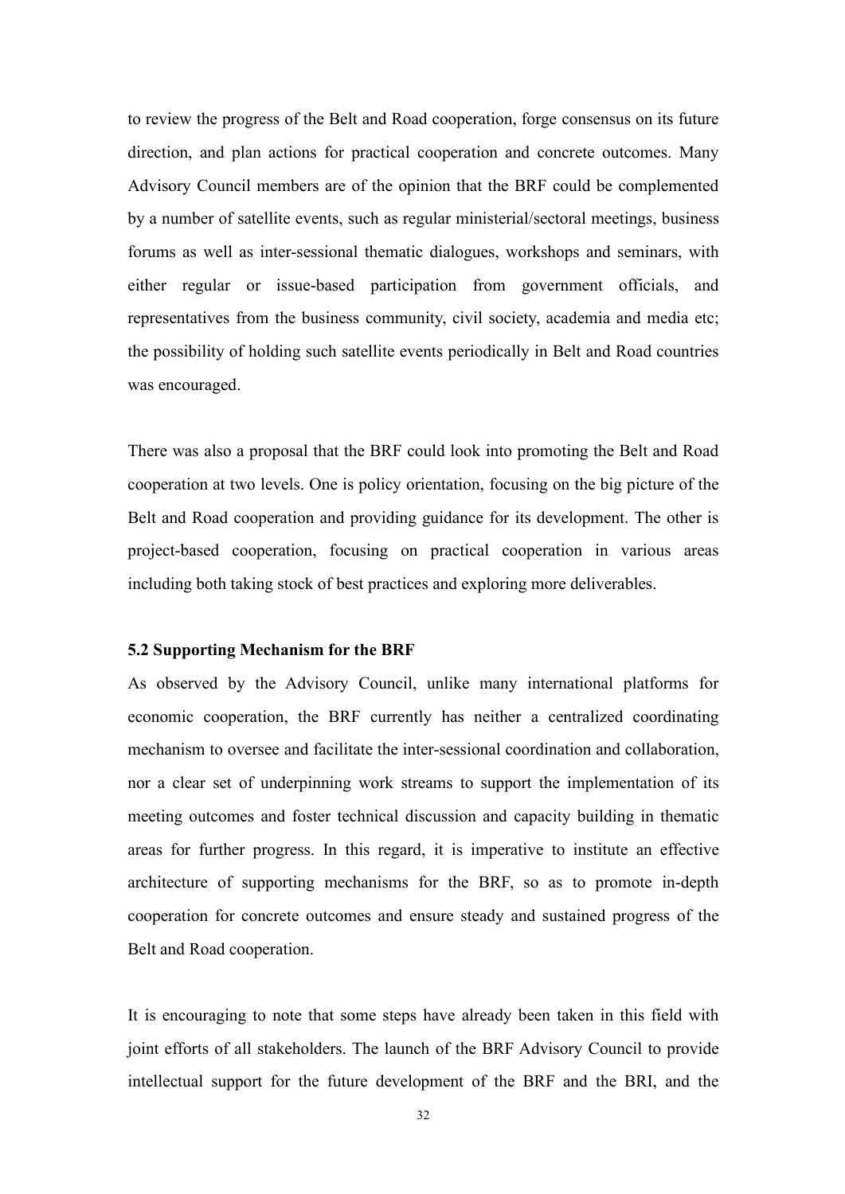to review the progress of the Belt and Road cooperation, forge consensus on its future direction, and plan actions for practical cooperation and concrete outcomes. Many Advisory Council members are of the opinion that the BRF could be complemented by a number of satellite events, such as regular ministerial/sectoral meetings, business forums as well as inter-sessional thematic dialogues, workshops and seminars, with either regular or issue-based participation from government officials, and representatives from the business community, civil society, academia and media etc; the possibility of holding such satellite events periodically in Belt and Road countries was encouraged.

There was also a proposal that the BRF could look into promoting the Belt and Road cooperation at two levels. One is policy orientation, focusing on the big picture of the Belt and Road cooperation and providing guidance for its development. The other is project-based cooperation, focusing on practical cooperation in various areas including both taking stock of best practices and exploring more deliverables.

**5.2 Supporting Mechanism for the BRF**

As observed by the Advisory Council, unlike many international platforms for economic cooperation, the BRF currently has neither a centralized coordinating mechanism to oversee and facilitate the inter-sessional coordination and collaboration, nor a clear set of underpinning work streams to support the implementation of its meeting outcomes and foster technical discussion and capacity building in thematic areas for further progress. In this regard, it is imperative to institute an effective architecture of supporting mechanisms for the BRF, so as to promote in-depth cooperation for concrete outcomes and ensure steady and sustained progress of the Belt and Road cooperation.

It is encouraging to note that some steps have already been taken in this field with joint efforts of all stakeholders. The launch of the BRF Advisory Council to provide intellectual support for the future development of the BRF and the BRI, and the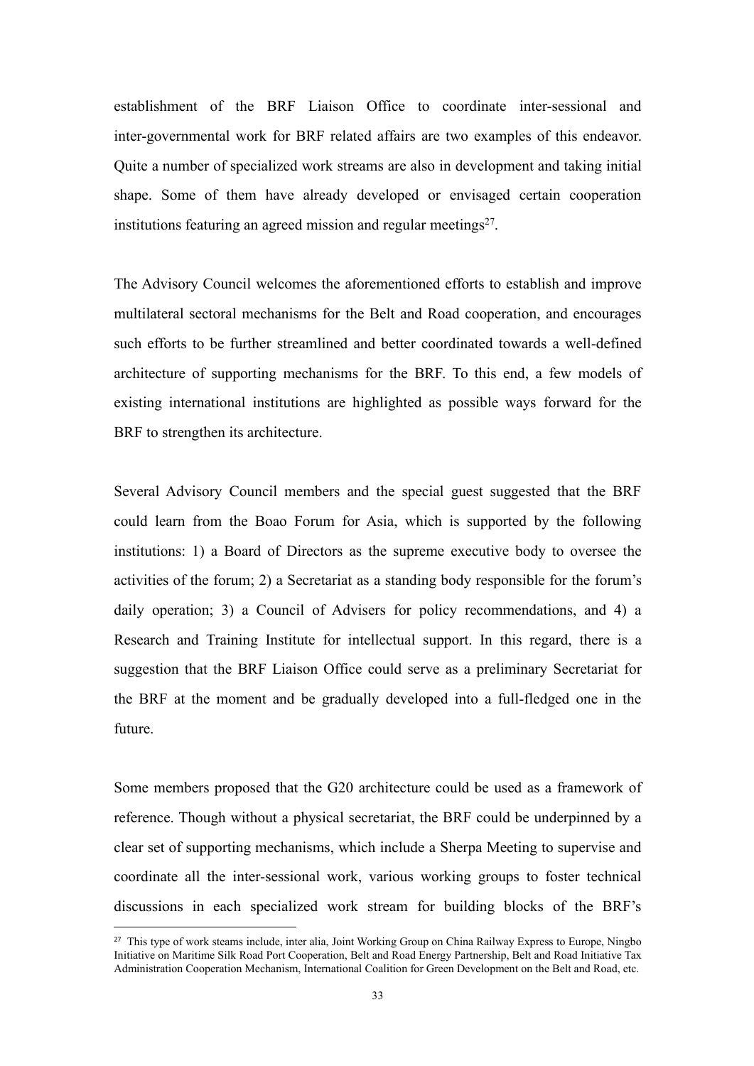establishment of the BRF Liaison Office to coordinate inter-sessional and inter-governmental work for BRF related affairs are two examples of this endeavor. Quite a number of specialized work streams are also in development and taking initial shape. Some of them have already developed or envisaged certain cooperation institutions featuring an agreed mission and regular meetings[27].

The Advisory Council welcomes the aforementioned efforts to establish and improve multilateral sectoral mechanisms for the Belt and Road cooperation, and encourages such efforts to be further streamlined and better coordinated towards a well-defined architecture of supporting mechanisms for the BRF. To this end, a few models of existing international institutions are highlighted as possible ways forward for the BRF to strengthen its architecture.

Several Advisory Council members and the special guest suggested that the BRF could learn from the Boao Forum for Asia, which is supported by the following institutions: 1) a Board of Directors as the supreme executive body to oversee the activities of the forum; 2) a Secretariat as a standing body responsible for the forum's daily operation; 3) a Council of Advisers for policy recommendations, and 4) a Research and Training Institute for intellectual support. In this regard, there is a suggestion that the BRF Liaison Office could serve as a preliminary Secretariat for the BRF at the moment and be gradually developed into a full-fledged one in the future.

Some members proposed that the G20 architecture could be used as a framework of reference. Though without a physical secretariat, the BRF could be underpinned by a clear set of supporting mechanisms, which include a Sherpa Meeting to supervise and coordinate all the inter-sessional work, various working groups to foster technical discussions in each specialized work stream for building blocks of the BRF's

[27] This type of work steams include, inter alia, Joint Working Group on China Railway Express to Europe, Ningbo Initiative on Maritime Silk Road Port Cooperation, Belt and Road Energy Partnership, Belt and Road Initiative Tax Administration Cooperation Mechanism, International Coalition for Green Development on the Belt and Road, etc.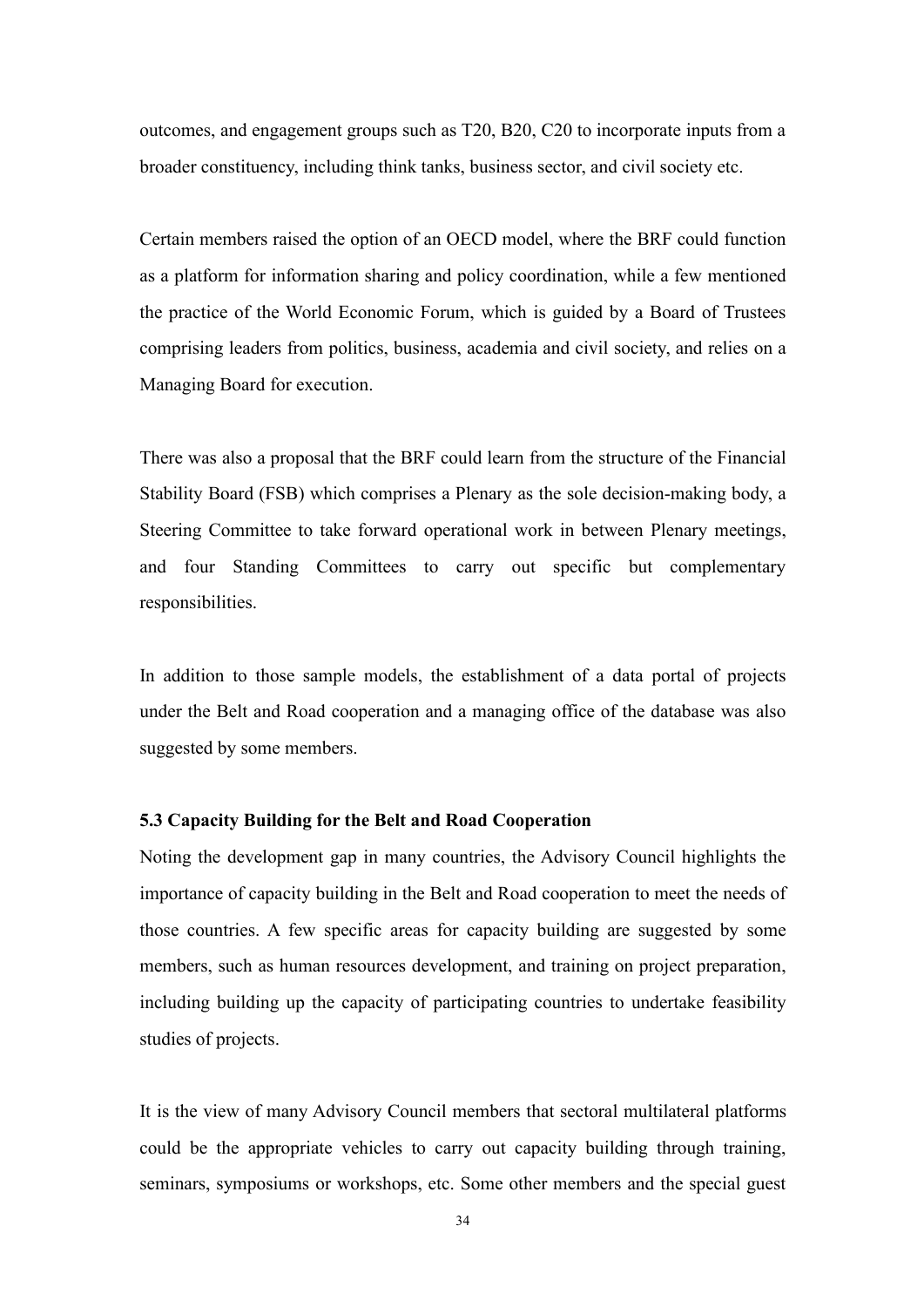outcomes, and engagement groups such as T20, B20, C20 to incorporate inputs from a broader constituency, including think tanks, business sector, and civil society etc.

Certain members raised the option of an OECD model, where the BRF could function as a platform for information sharing and policy coordination, while a few mentioned the practice of the World Economic Forum, which is guided by a Board of Trustees comprising leaders from politics, business, academia and civil society, and relies on a Managing Board for execution.

There was also a proposal that the BRF could learn from the structure of the Financial Stability Board (FSB) which comprises a Plenary as the sole decision-making body, a Steering Committee to take forward operational work in between Plenary meetings, and four Standing Committees to carry out specific but complementary responsibilities.

In addition to those sample models, the establishment of a data portal of projects under the Belt and Road cooperation and a managing office of the database was also suggested by some members.

**5.3 Capacity Building for the Belt and Road Cooperation**

Noting the development gap in many countries, the Advisory Council highlights the importance of capacity building in the Belt and Road cooperation to meet the needs of those countries. A few specific areas for capacity building are suggested by some members, such as human resources development, and training on project preparation, including building up the capacity of participating countries to undertake feasibility studies of projects.

It is the view of many Advisory Council members that sectoral multilateral platforms could be the appropriate vehicles to carry out capacity building through training, seminars, symposiums or workshops, etc. Some other members and the special guest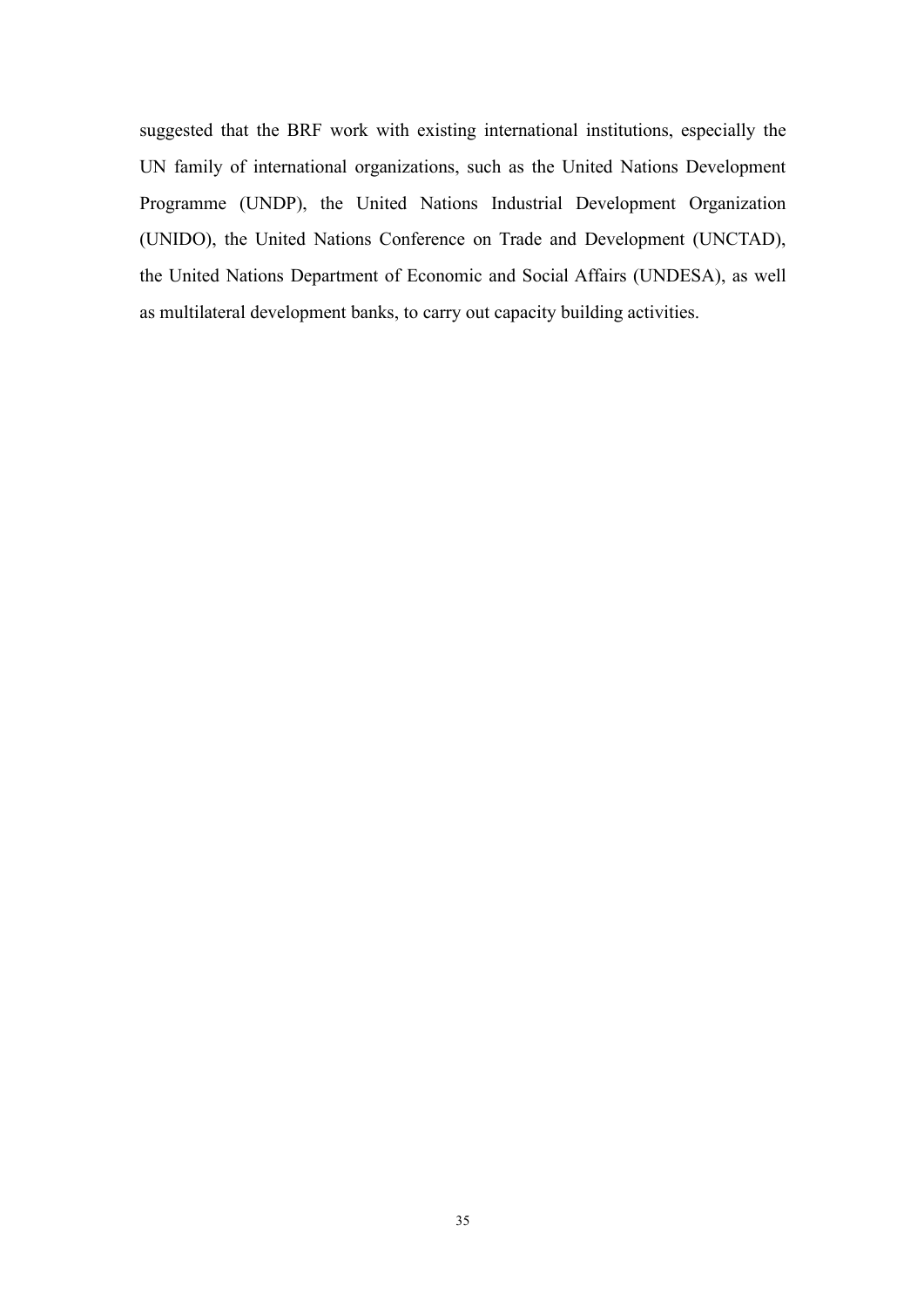suggested that the BRF work with existing international institutions, especially the UN family of international organizations, such as the United Nations Development Programme (UNDP), the United Nations Industrial Development Organization (UNIDO), the United Nations Conference on Trade and Development (UNCTAD), the United Nations Department of Economic and Social Affairs (UNDESA), as well as multilateral development banks, to carry out capacity building activities.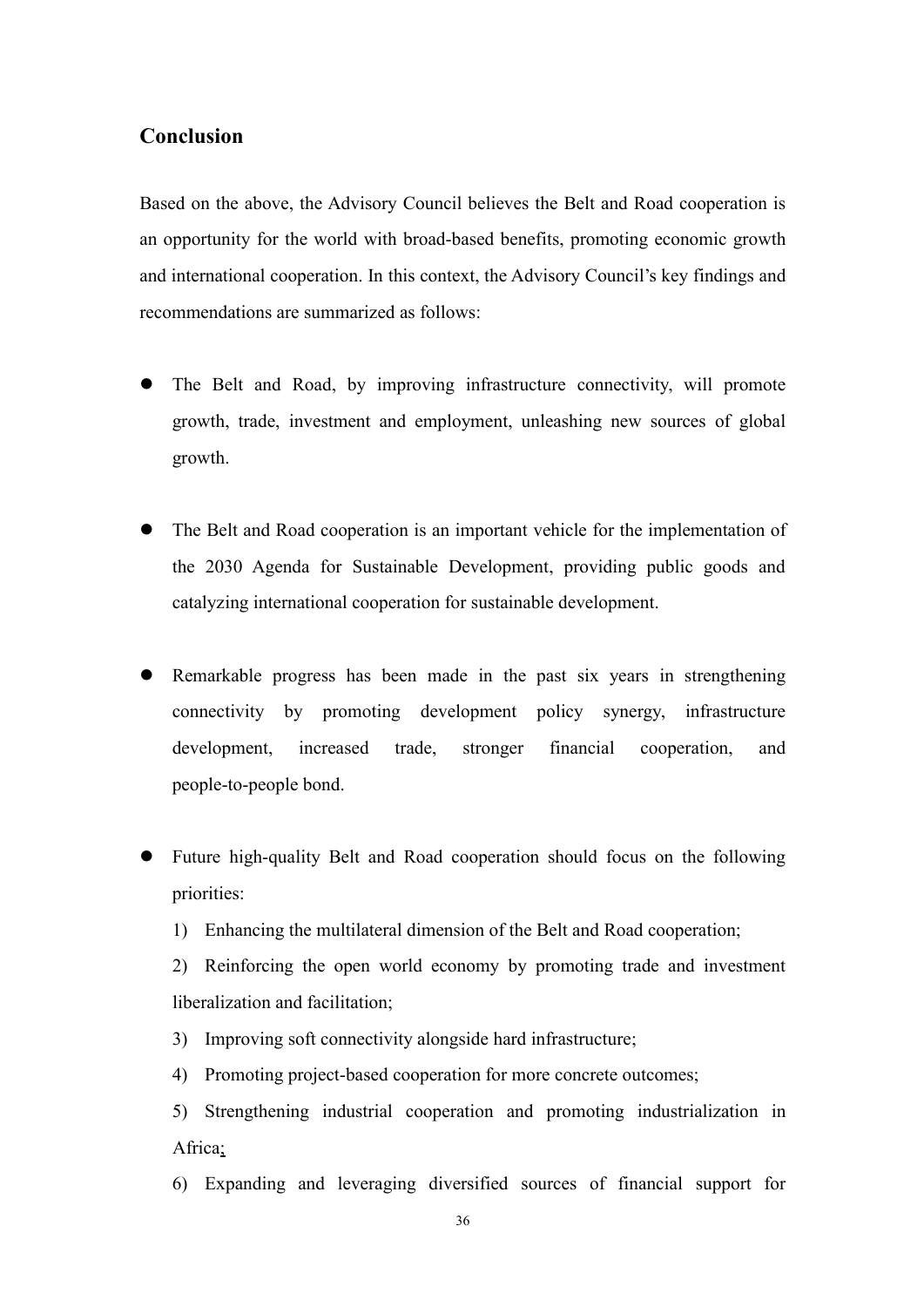## Conclusion

Based on the above, the Advisory Council believes the Belt and Road cooperation is an opportunity for the world with broad-based benefits, promoting economic growth and international cooperation. In this context, the Advisory Council's key findings and recommendations are summarized as follows:

- The Belt and Road, by improving infrastructure connectivity, will promote growth, trade, investment and employment, unleashing new sources of global growth.

- The Belt and Road cooperation is an important vehicle for the implementation of the 2030 Agenda for Sustainable Development, providing public goods and catalyzing international cooperation for sustainable development.

- Remarkable progress has been made in the past six years in strengthening connectivity by promoting development policy synergy, infrastructure development, increased trade, stronger financial cooperation, and people-to-people bond.

- Future high-quality Belt and Road cooperation should focus on the following priorities:

  1) Enhancing the multilateral dimension of the Belt and Road cooperation;

  2) Reinforcing the open world economy by promoting trade and investment liberalization and facilitation;

  3) Improving soft connectivity alongside hard infrastructure;

  4) Promoting project-based cooperation for more concrete outcomes;

  5) Strengthening industrial cooperation and promoting industrialization in Africa;

  6) Expanding and leveraging diversified sources of financial support for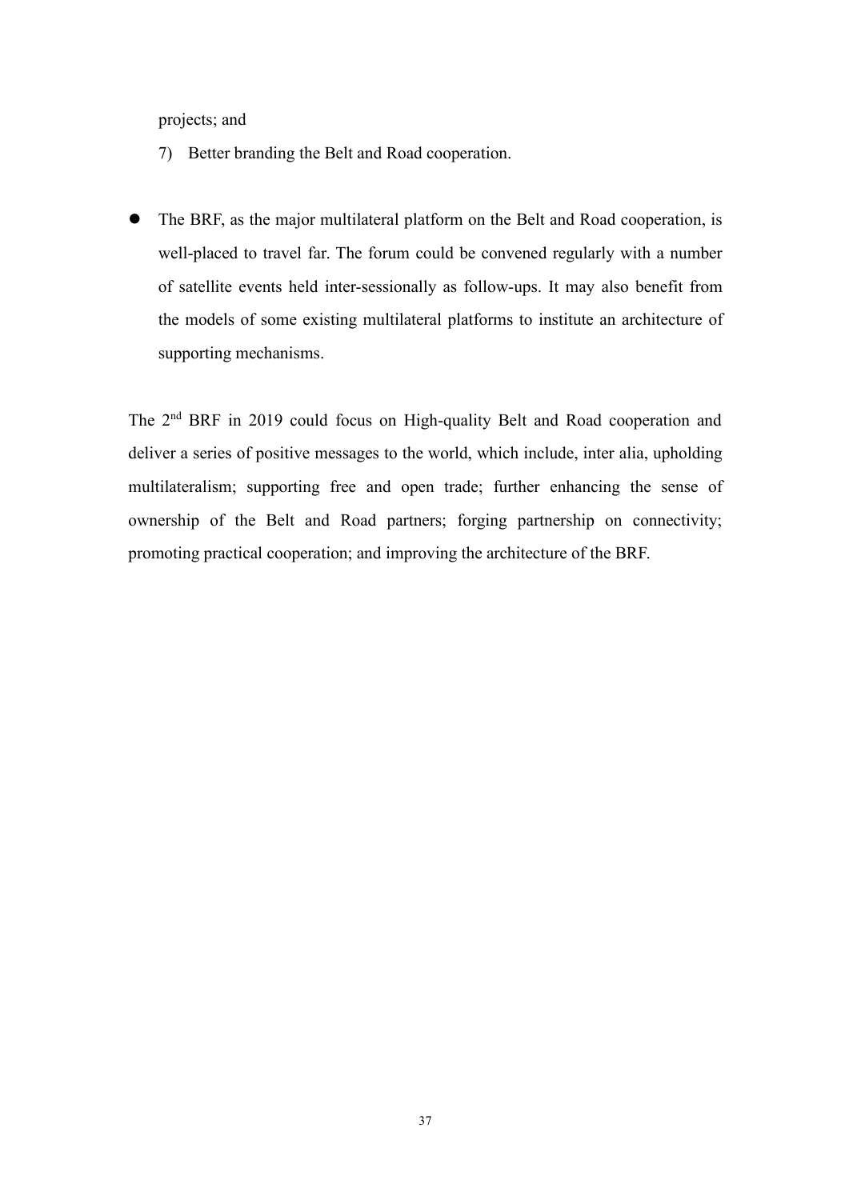projects; and

7) Better branding the Belt and Road cooperation.

- The BRF, as the major multilateral platform on the Belt and Road cooperation, is well-placed to travel far. The forum could be convened regularly with a number of satellite events held inter-sessionally as follow-ups. It may also benefit from the models of some existing multilateral platforms to institute an architecture of supporting mechanisms.

The 2nd BRF in 2019 could focus on High-quality Belt and Road cooperation and deliver a series of positive messages to the world, which include, inter alia, upholding multilateralism; supporting free and open trade; further enhancing the sense of ownership of the Belt and Road partners; forging partnership on connectivity; promoting practical cooperation; and improving the architecture of the BRF.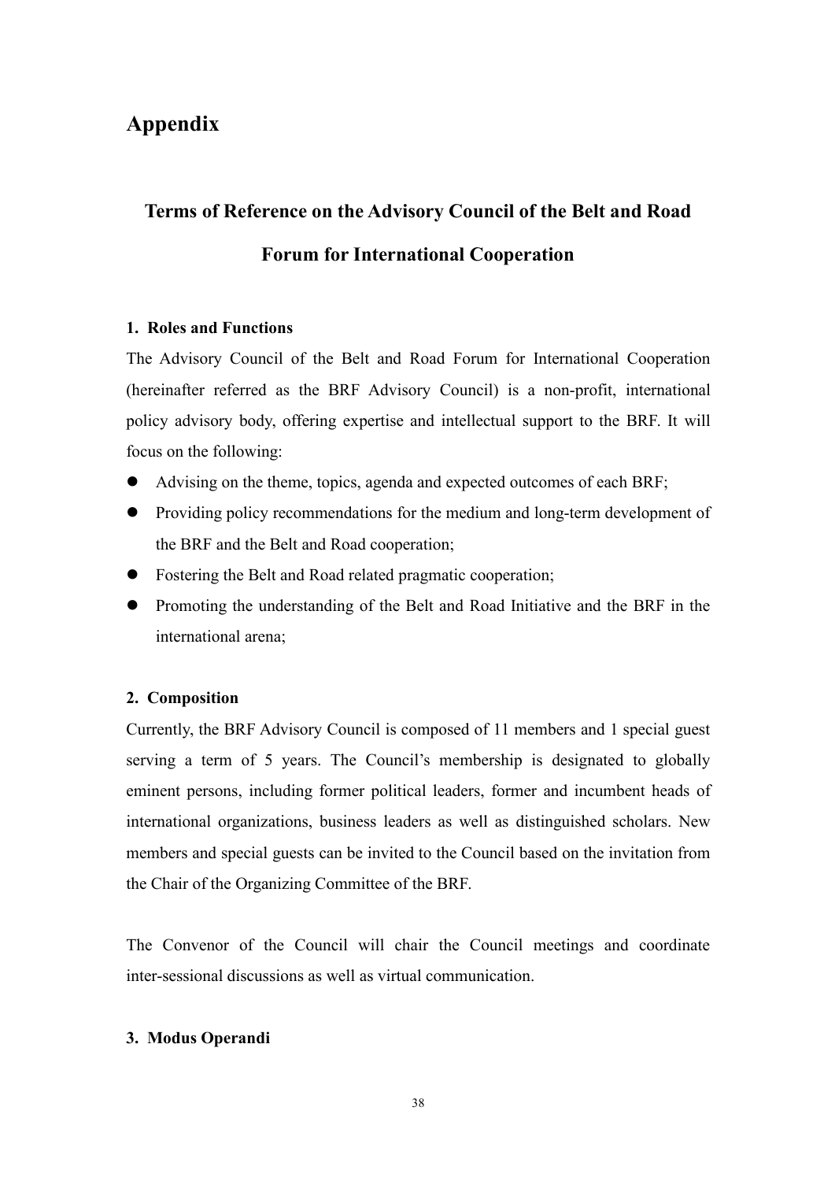# Appendix

## Terms of Reference on the Advisory Council of the Belt and Road Forum for International Cooperation

### 1. Roles and Functions

The Advisory Council of the Belt and Road Forum for International Cooperation (hereinafter referred as the BRF Advisory Council) is a non-profit, international policy advisory body, offering expertise and intellectual support to the BRF. It will focus on the following:

- Advising on the theme, topics, agenda and expected outcomes of each BRF;
- Providing policy recommendations for the medium and long-term development of the BRF and the Belt and Road cooperation;
- Fostering the Belt and Road related pragmatic cooperation;
- Promoting the understanding of the Belt and Road Initiative and the BRF in the international arena;

### 2. Composition

Currently, the BRF Advisory Council is composed of 11 members and 1 special guest serving a term of 5 years. The Council's membership is designated to globally eminent persons, including former political leaders, former and incumbent heads of international organizations, business leaders as well as distinguished scholars. New members and special guests can be invited to the Council based on the invitation from the Chair of the Organizing Committee of the BRF.

The Convenor of the Council will chair the Council meetings and coordinate inter-sessional discussions as well as virtual communication.

### 3. Modus Operandi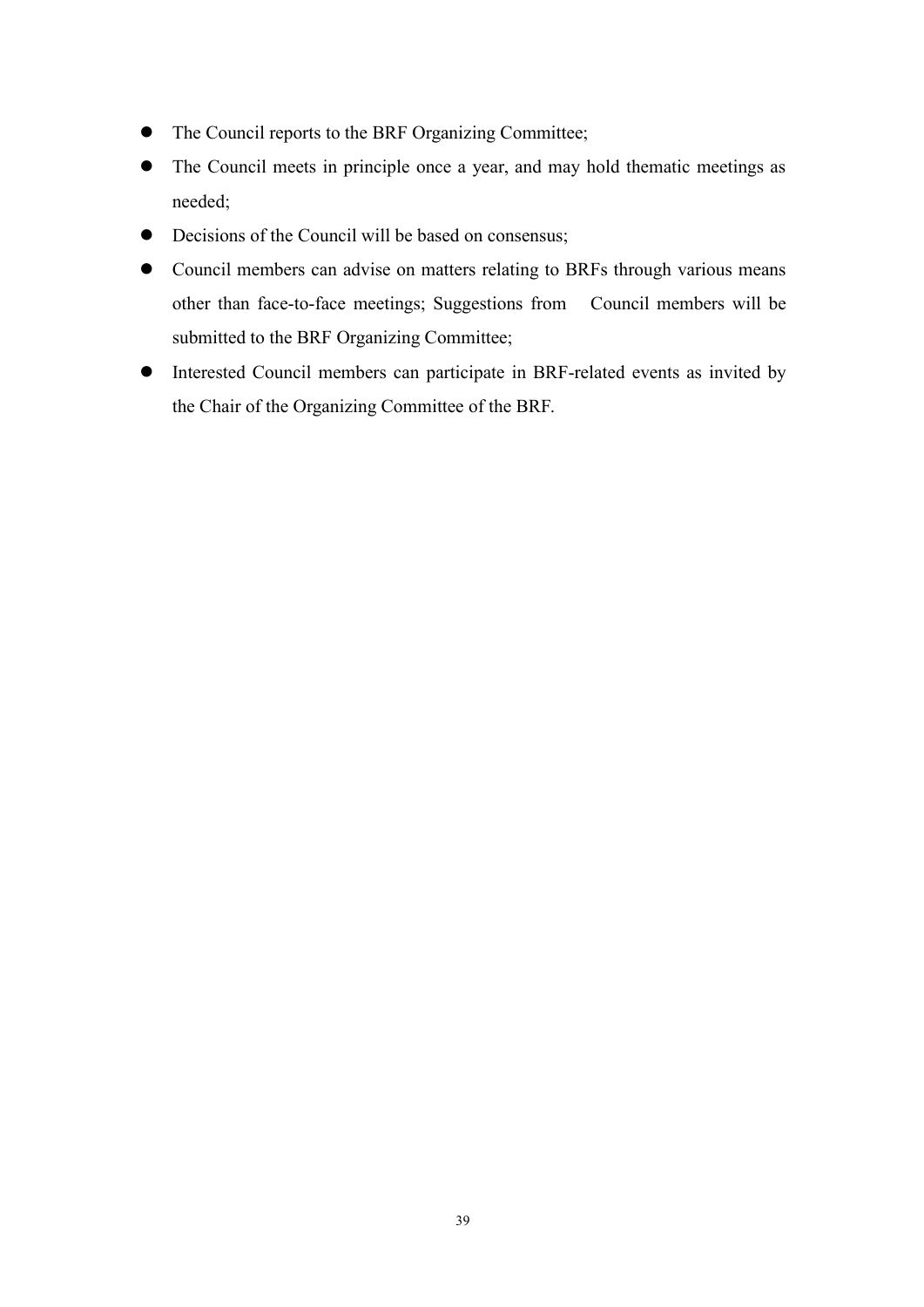- The Council reports to the BRF Organizing Committee;
- The Council meets in principle once a year, and may hold thematic meetings as needed;
- Decisions of the Council will be based on consensus;
- Council members can advise on matters relating to BRFs through various means other than face-to-face meetings; Suggestions from Council members will be submitted to the BRF Organizing Committee;
- Interested Council members can participate in BRF-related events as invited by the Chair of the Organizing Committee of the BRF.